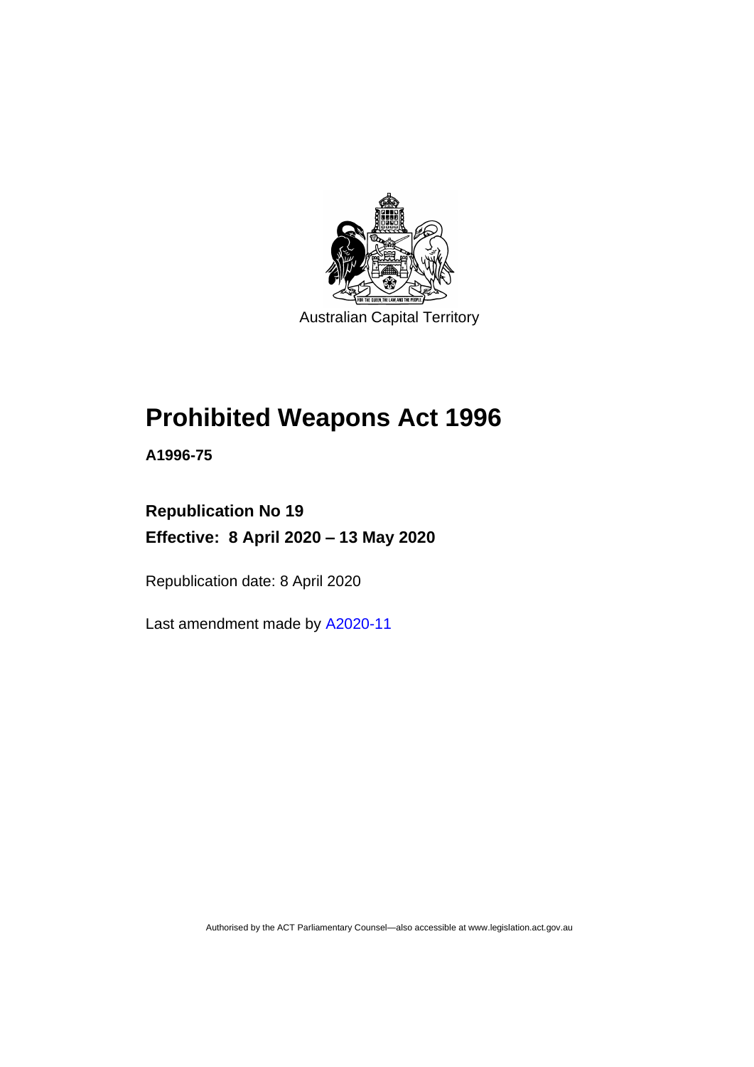Australian Capital Territory

# Prohibited Weapons Act 1996

**A1996-75**

## Republication No 19

## Effective: 8 April 2020 – 13 May 2020

Republication date: 8 April 2020

Last amendment made by A2020-11

Authorised by the ACT Parliamentary Counsel—also accessible at www.legislation.act.gov.au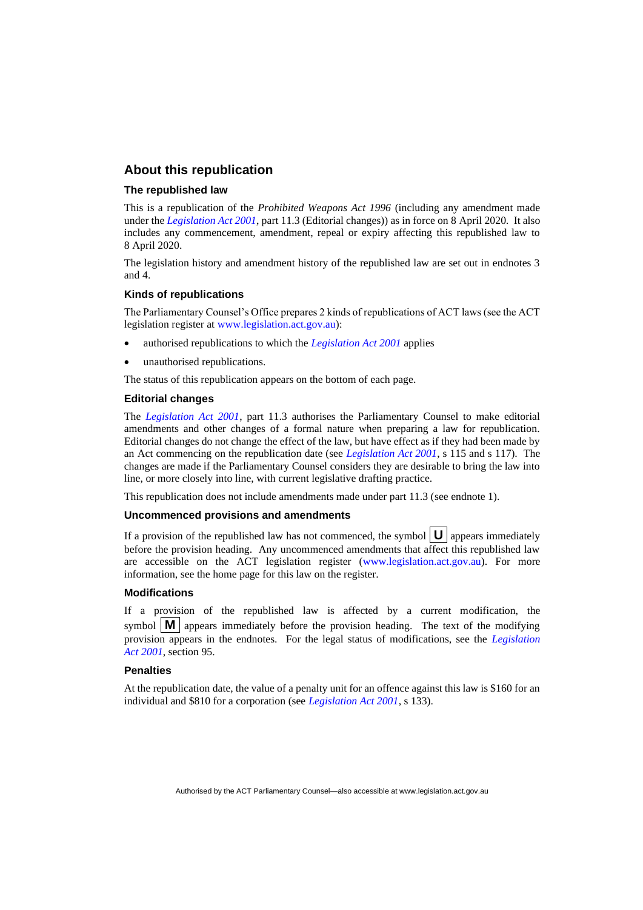## About this republication

### The republished law

This is a republication of the *Prohibited Weapons Act 1996* (including any amendment made under the *Legislation Act 2001*, part 11.3 (Editorial changes)) as in force on 8 April 2020. It also includes any commencement, amendment, repeal or expiry affecting this republished law to 8 April 2020.

The legislation history and amendment history of the republished law are set out in endnotes 3 and 4.

### Kinds of republications

The Parliamentary Counsel's Office prepares 2 kinds of republications of ACT laws (see the ACT legislation register at www.legislation.act.gov.au):

- authorised republications to which the *Legislation Act 2001* applies
- unauthorised republications.

The status of this republication appears on the bottom of each page.

### Editorial changes

The *Legislation Act 2001*, part 11.3 authorises the Parliamentary Counsel to make editorial amendments and other changes of a formal nature when preparing a law for republication. Editorial changes do not change the effect of the law, but have effect as if they had been made by an Act commencing on the republication date (see *Legislation Act 2001*, s 115 and s 117). The changes are made if the Parliamentary Counsel considers they are desirable to bring the law into line, or more closely into line, with current legislative drafting practice.

This republication does not include amendments made under part 11.3 (see endnote 1).

### Uncommenced provisions and amendments

If a provision of the republished law has not commenced, the symbol **U** appears immediately before the provision heading. Any uncommenced amendments that affect this republished law are accessible on the ACT legislation register (www.legislation.act.gov.au). For more information, see the home page for this law on the register.

### Modifications

If a provision of the republished law is affected by a current modification, the symbol **M** appears immediately before the provision heading. The text of the modifying provision appears in the endnotes. For the legal status of modifications, see the *Legislation Act 2001*, section 95.

### Penalties

At the republication date, the value of a penalty unit for an offence against this law is $160 for an individual and $810 for a corporation (see *Legislation Act 2001*, s 133).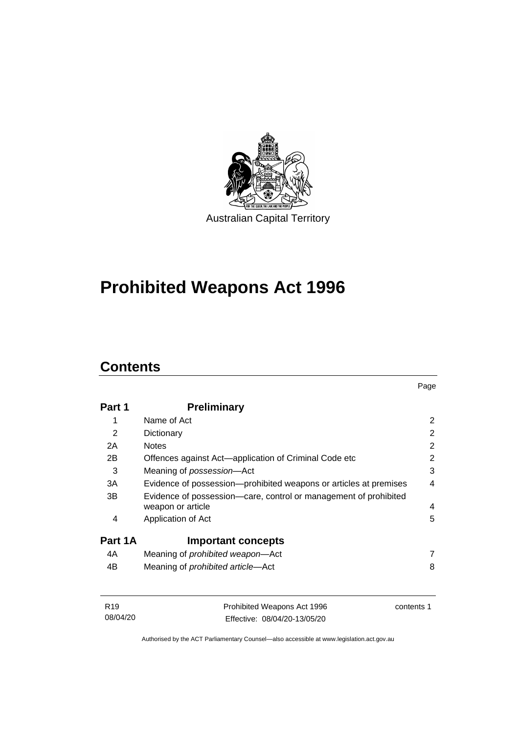Australian Capital Territory

# Prohibited Weapons Act 1996

## Contents

| | | Page |
|---|---|---|
| **Part 1** | **Preliminary** | |
| 1 | Name of Act | 2 |
| 2 | Dictionary | 2 |
| 2A | Notes | 2 |
| 2B | Offences against Act—application of Criminal Code etc | 2 |
| 3 | Meaning of *possession*—Act | 3 |
| 3A | Evidence of possession—prohibited weapons or articles at premises | 4 |
| 3B | Evidence of possession—care, control or management of prohibited weapon or article | 4 |
| 4 | Application of Act | 5 |
| **Part 1A** | **Important concepts** | |
| 4A | Meaning of *prohibited weapon*—Act | 7 |
| 4B | Meaning of *prohibited article*—Act | 8 |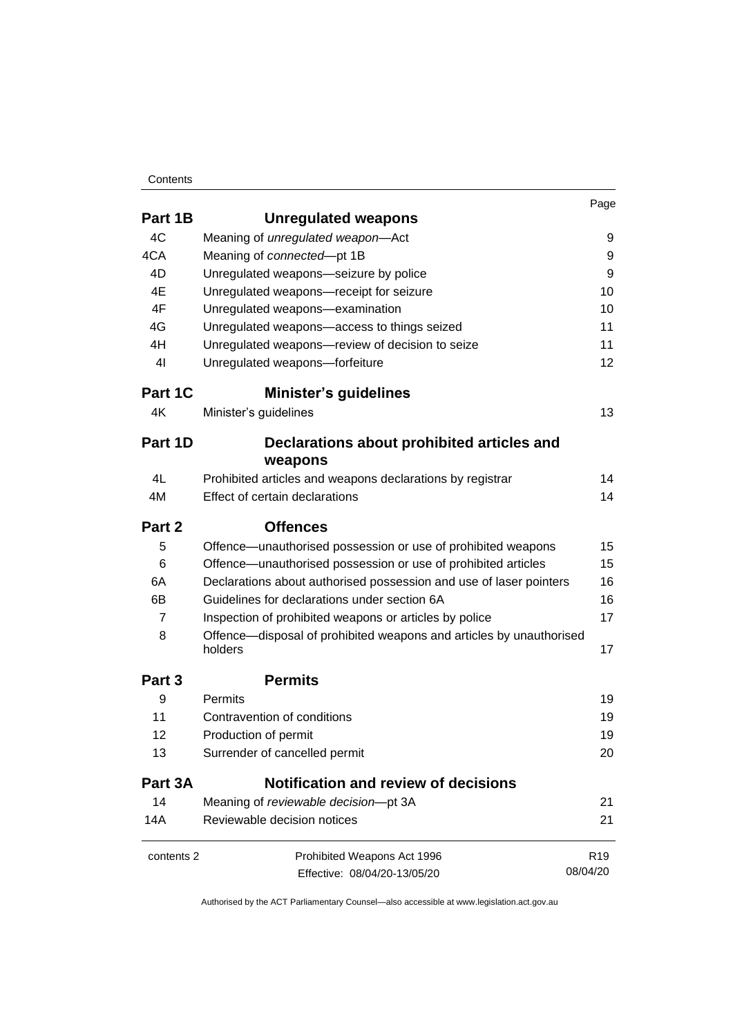| | | Page |
|---|---|---|
| **Part 1B** | **Unregulated weapons** | |
| 4C | Meaning of *unregulated weapon*—Act | 9 |
| 4CA | Meaning of *connected*—pt 1B | 9 |
| 4D | Unregulated weapons—seizure by police | 9 |
| 4E | Unregulated weapons—receipt for seizure | 10 |
| 4F | Unregulated weapons—examination | 10 |
| 4G | Unregulated weapons—access to things seized | 11 |
| 4H | Unregulated weapons—review of decision to seize | 11 |
| 4I | Unregulated weapons—forfeiture | 12 |
| **Part 1C** | **Minister's guidelines** | |
| 4K | Minister's guidelines | 13 |
| **Part 1D** | **Declarations about prohibited articles and weapons** | |
| 4L | Prohibited articles and weapons declarations by registrar | 14 |
| 4M | Effect of certain declarations | 14 |
| **Part 2** | **Offences** | |
| 5 | Offence—unauthorised possession or use of prohibited weapons | 15 |
| 6 | Offence—unauthorised possession or use of prohibited articles | 15 |
| 6A | Declarations about authorised possession and use of laser pointers | 16 |
| 6B | Guidelines for declarations under section 6A | 16 |
| 7 | Inspection of prohibited weapons or articles by police | 17 |
| 8 | Offence—disposal of prohibited weapons and articles by unauthorised holders | 17 |
| **Part 3** | **Permits** | |
| 9 | Permits | 19 |
| 11 | Contravention of conditions | 19 |
| 12 | Production of permit | 19 |
| 13 | Surrender of cancelled permit | 20 |
| **Part 3A** | **Notification and review of decisions** | |
| 14 | Meaning of *reviewable decision*—pt 3A | 21 |
| 14A | Reviewable decision notices | 21 |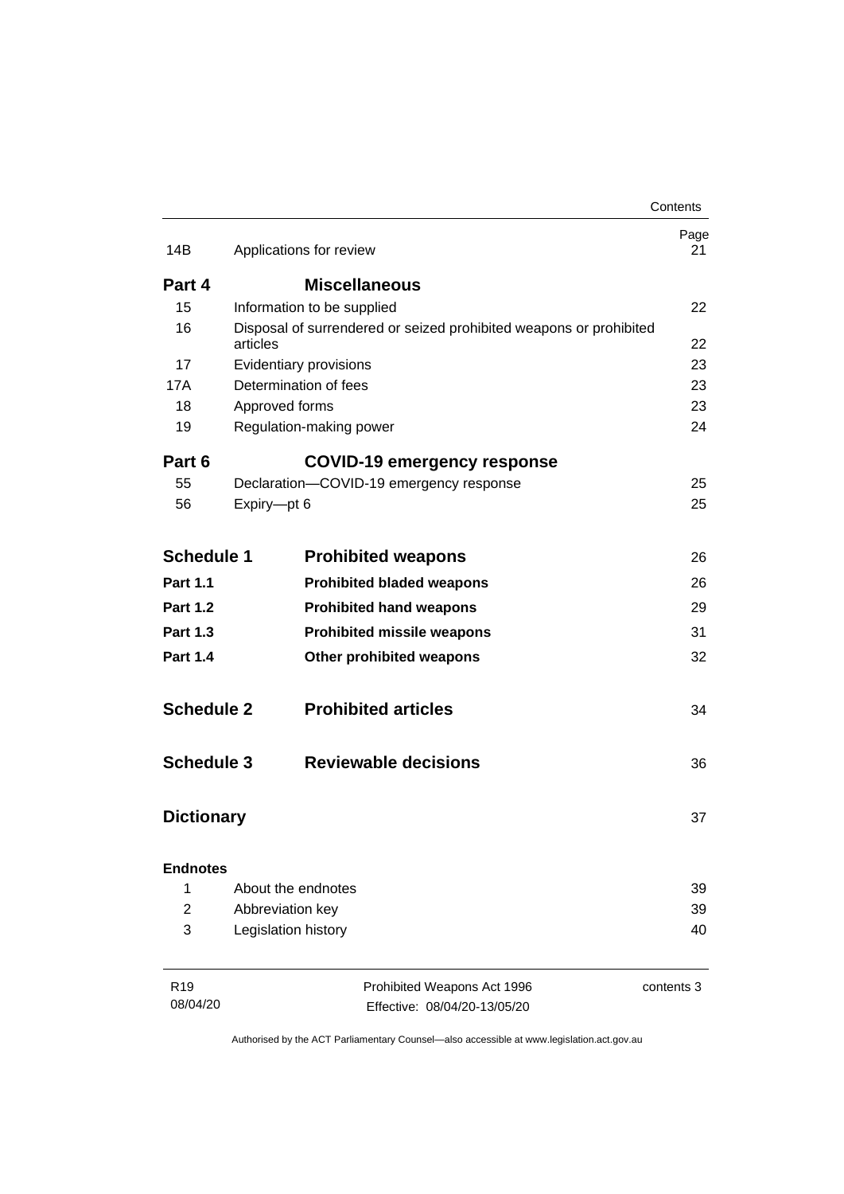| | | Page |
|---|---|---|
| 14B | Applications for review | 21 |
| **Part 4** | **Miscellaneous** | |
| 15 | Information to be supplied | 22 |
| 16 | Disposal of surrendered or seized prohibited weapons or prohibited articles | 22 |
| 17 | Evidentiary provisions | 23 |
| 17A | Determination of fees | 23 |
| 18 | Approved forms | 23 |
| 19 | Regulation-making power | 24 |
| **Part 6** | **COVID-19 emergency response** | |
| 55 | Declaration—COVID-19 emergency response | 25 |
| 56 | Expiry—pt 6 | 25 |
| **Schedule 1** | **Prohibited weapons** | 26 |
| **Part 1.1** | **Prohibited bladed weapons** | 26 |
| **Part 1.2** | **Prohibited hand weapons** | 29 |
| **Part 1.3** | **Prohibited missile weapons** | 31 |
| **Part 1.4** | **Other prohibited weapons** | 32 |
| **Schedule 2** | **Prohibited articles** | 34 |
| **Schedule 3** | **Reviewable decisions** | 36 |
| **Dictionary** | | 37 |
| **Endnotes** | | |
| 1 | About the endnotes | 39 |
| 2 | Abbreviation key | 39 |
| 3 | Legislation history | 40 |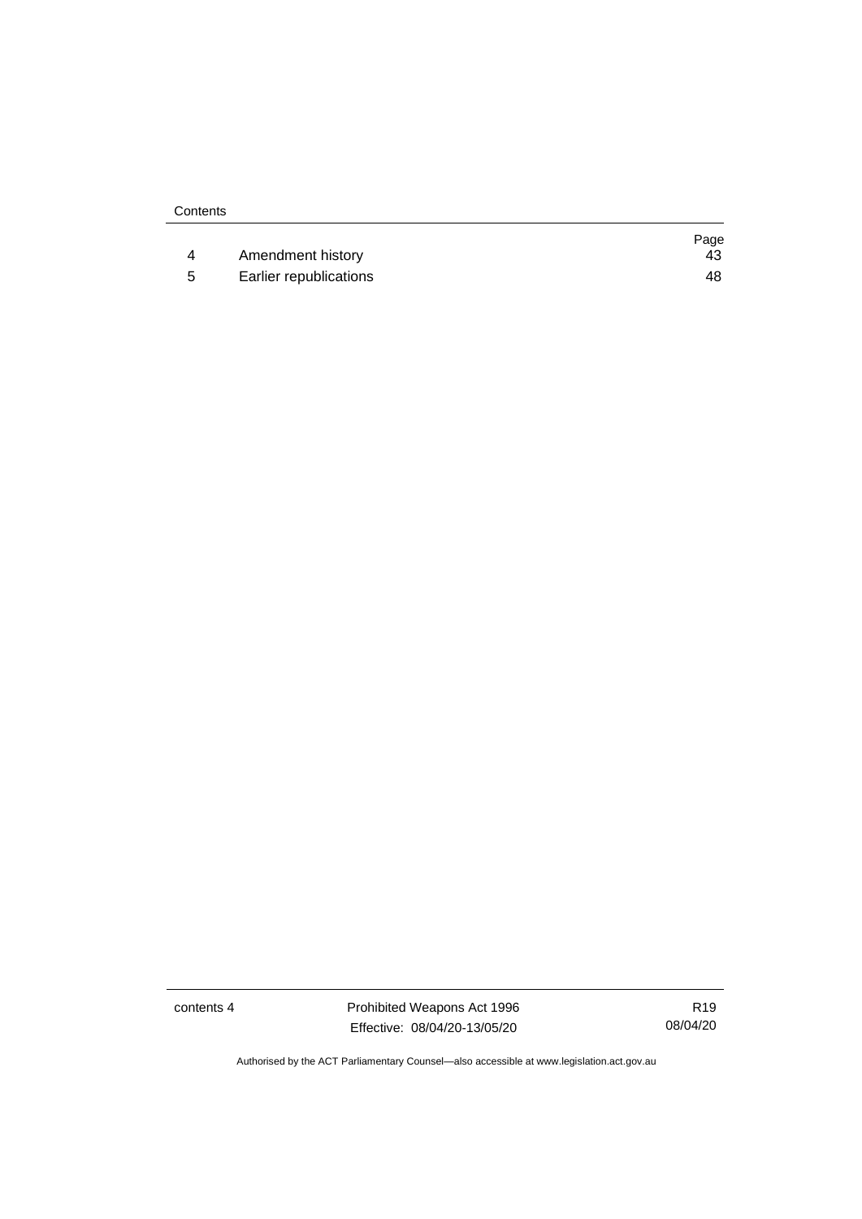| | | Page |
|---|---|---|
| 4 | Amendment history | 43 |
| 5 | Earlier republications | 48 |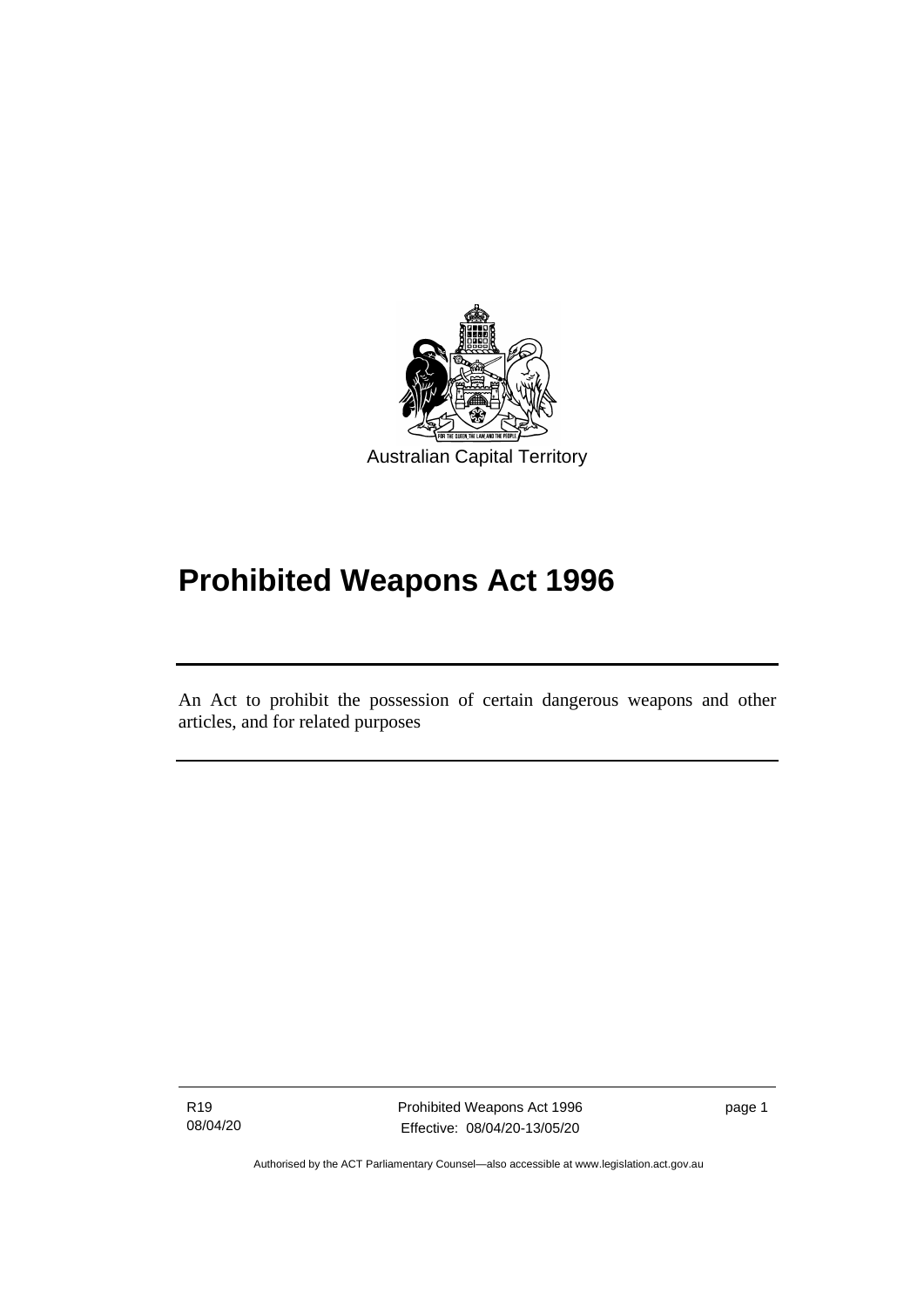Australian Capital Territory

# Prohibited Weapons Act 1996

An Act to prohibit the possession of certain dangerous weapons and other articles, and for related purposes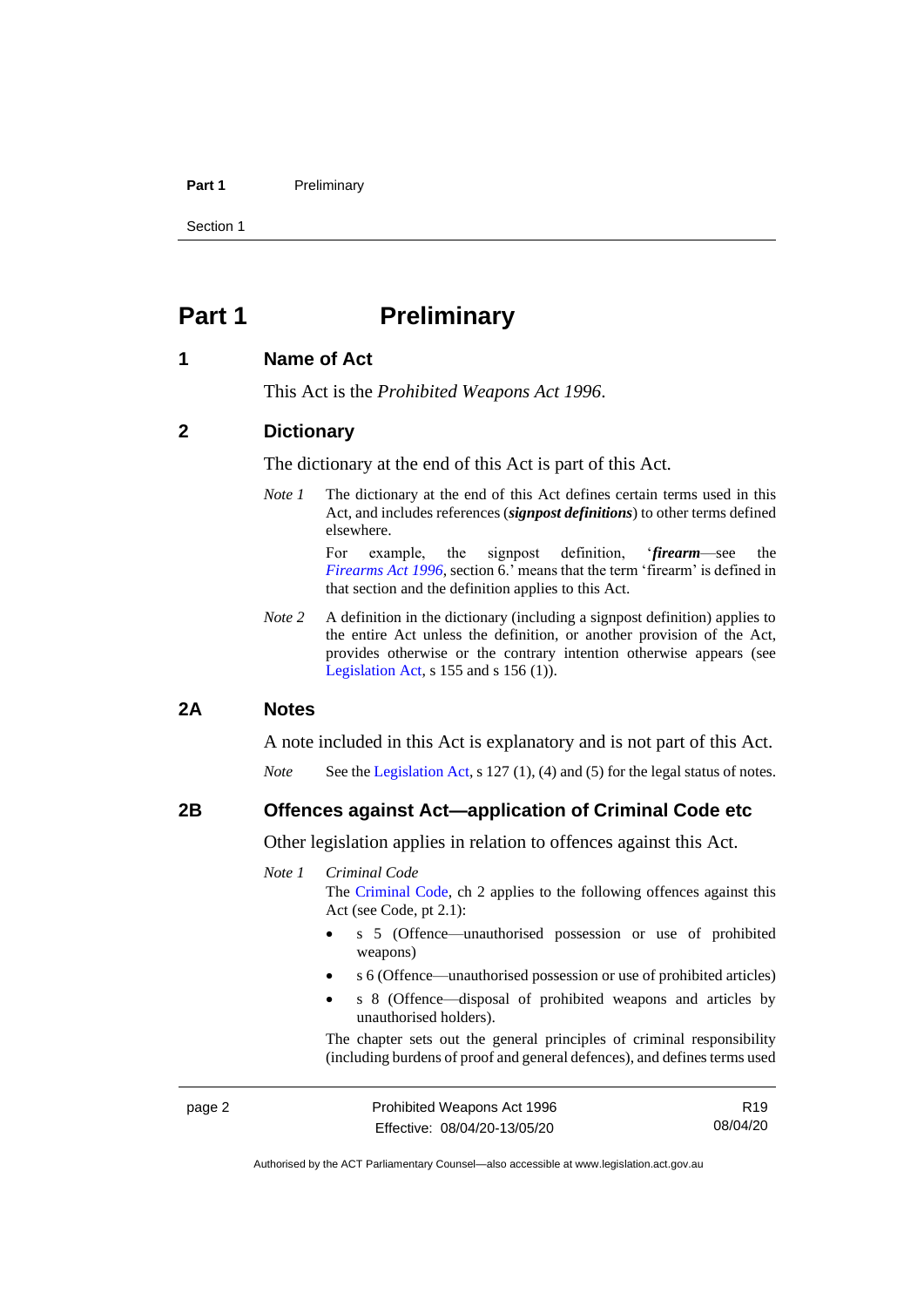# Part 1 Preliminary

## 1 Name of Act

This Act is the *Prohibited Weapons Act 1996*.

## 2 Dictionary

The dictionary at the end of this Act is part of this Act.

*Note 1* The dictionary at the end of this Act defines certain terms used in this Act, and includes references (***signpost definitions***) to other terms defined elsewhere.

For example, the signpost definition, '***firearm***—see the *Firearms Act 1996*, section 6.' means that the term 'firearm' is defined in that section and the definition applies to this Act.

*Note 2* A definition in the dictionary (including a signpost definition) applies to the entire Act unless the definition, or another provision of the Act, provides otherwise or the contrary intention otherwise appears (see Legislation Act, s 155 and s 156 (1)).

## 2A Notes

A note included in this Act is explanatory and is not part of this Act.

*Note* See the Legislation Act, s 127 (1), (4) and (5) for the legal status of notes.

## 2B Offences against Act—application of Criminal Code etc

Other legislation applies in relation to offences against this Act.

*Note 1* *Criminal Code*

The Criminal Code, ch 2 applies to the following offences against this Act (see Code, pt 2.1):

- s 5 (Offence—unauthorised possession or use of prohibited weapons)
- s 6 (Offence—unauthorised possession or use of prohibited articles)
- s 8 (Offence—disposal of prohibited weapons and articles by unauthorised holders).

The chapter sets out the general principles of criminal responsibility (including burdens of proof and general defences), and defines terms used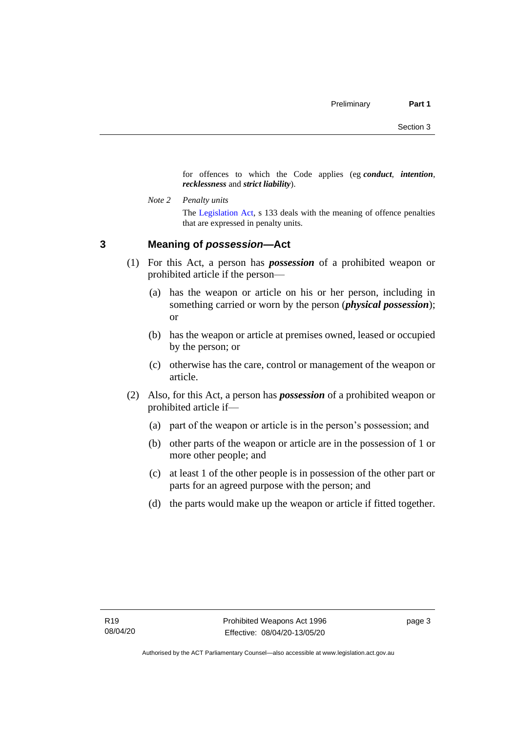for offences to which the Code applies (eg ***conduct***, ***intention***, ***recklessness*** and ***strict liability***).

*Note 2* *Penalty units*

The Legislation Act, s 133 deals with the meaning of offence penalties that are expressed in penalty units.

## 3 Meaning of *possession*—Act

(1) For this Act, a person has ***possession*** of a prohibited weapon or prohibited article if the person—

(a) has the weapon or article on his or her person, including in something carried or worn by the person (***physical possession***); or

(b) has the weapon or article at premises owned, leased or occupied by the person; or

(c) otherwise has the care, control or management of the weapon or article.

(2) Also, for this Act, a person has ***possession*** of a prohibited weapon or prohibited article if—

(a) part of the weapon or article is in the person's possession; and

(b) other parts of the weapon or article are in the possession of 1 or more other people; and

(c) at least 1 of the other people is in possession of the other part or parts for an agreed purpose with the person; and

(d) the parts would make up the weapon or article if fitted together.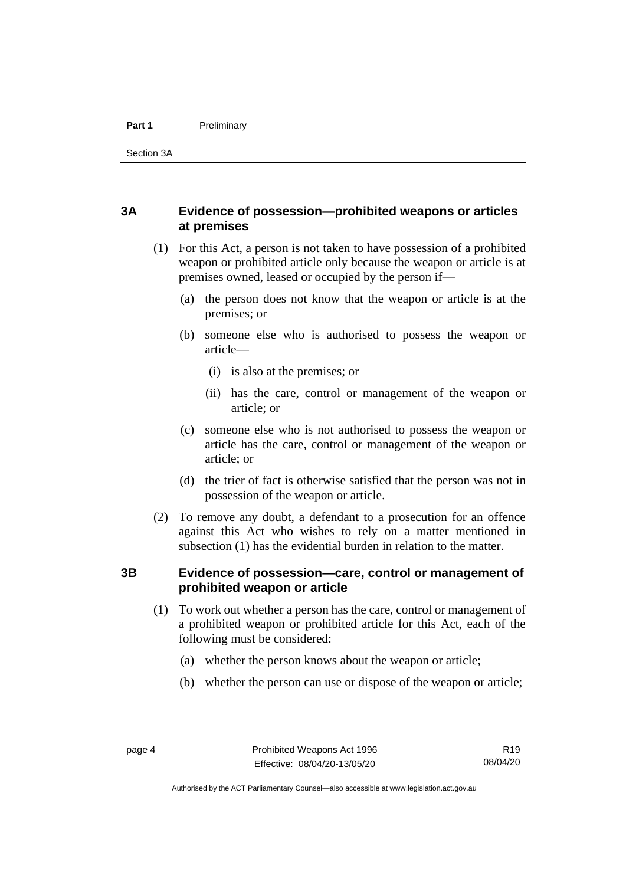### 3A Evidence of possession—prohibited weapons or articles at premises

(1) For this Act, a person is not taken to have possession of a prohibited weapon or prohibited article only because the weapon or article is at premises owned, leased or occupied by the person if—

(a) the person does not know that the weapon or article is at the premises; or

(b) someone else who is authorised to possess the weapon or article—

(i) is also at the premises; or

(ii) has the care, control or management of the weapon or article; or

(c) someone else who is not authorised to possess the weapon or article has the care, control or management of the weapon or article; or

(d) the trier of fact is otherwise satisfied that the person was not in possession of the weapon or article.

(2) To remove any doubt, a defendant to a prosecution for an offence against this Act who wishes to rely on a matter mentioned in subsection (1) has the evidential burden in relation to the matter.

### 3B Evidence of possession—care, control or management of prohibited weapon or article

(1) To work out whether a person has the care, control or management of a prohibited weapon or prohibited article for this Act, each of the following must be considered:

(a) whether the person knows about the weapon or article;

(b) whether the person can use or dispose of the weapon or article;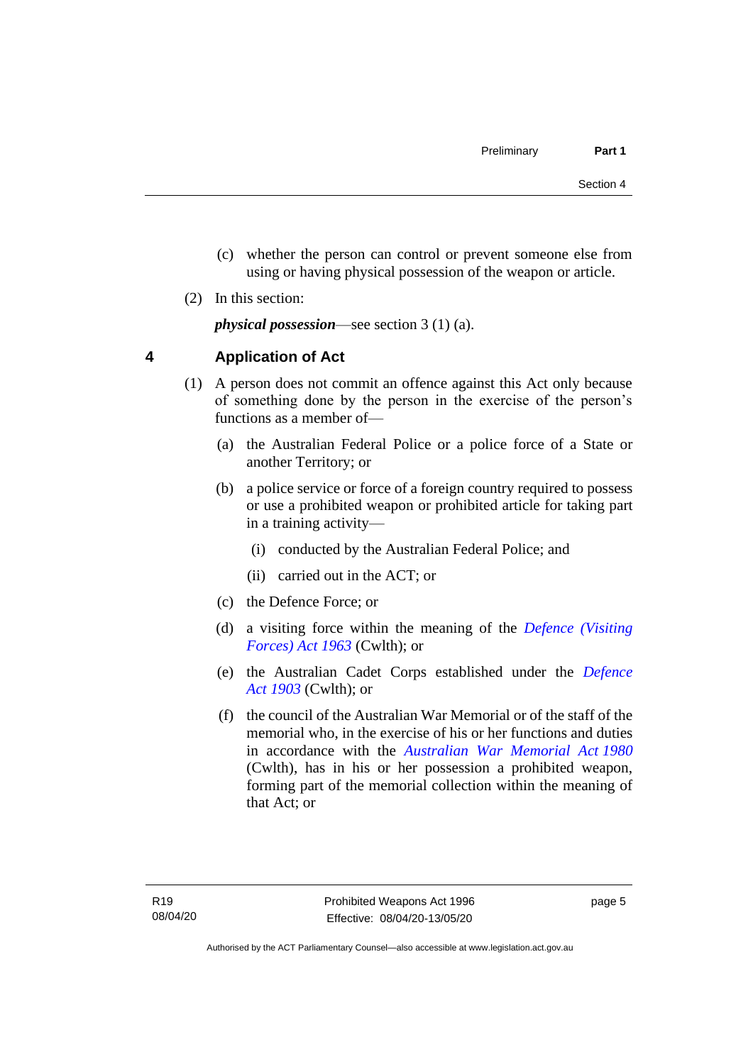(c) whether the person can control or prevent someone else from using or having physical possession of the weapon or article.

(2) In this section:

***physical possession***—see section 3 (1) (a).

## 4 Application of Act

(1) A person does not commit an offence against this Act only because of something done by the person in the exercise of the person's functions as a member of—

(a) the Australian Federal Police or a police force of a State or another Territory; or

(b) a police service or force of a foreign country required to possess or use a prohibited weapon or prohibited article for taking part in a training activity—

(i) conducted by the Australian Federal Police; and

(ii) carried out in the ACT; or

(c) the Defence Force; or

(d) a visiting force within the meaning of the *Defence (Visiting Forces) Act 1963* (Cwlth); or

(e) the Australian Cadet Corps established under the *Defence Act 1903* (Cwlth); or

(f) the council of the Australian War Memorial or of the staff of the memorial who, in the exercise of his or her functions and duties in accordance with the *Australian War Memorial Act 1980* (Cwlth), has in his or her possession a prohibited weapon, forming part of the memorial collection within the meaning of that Act; or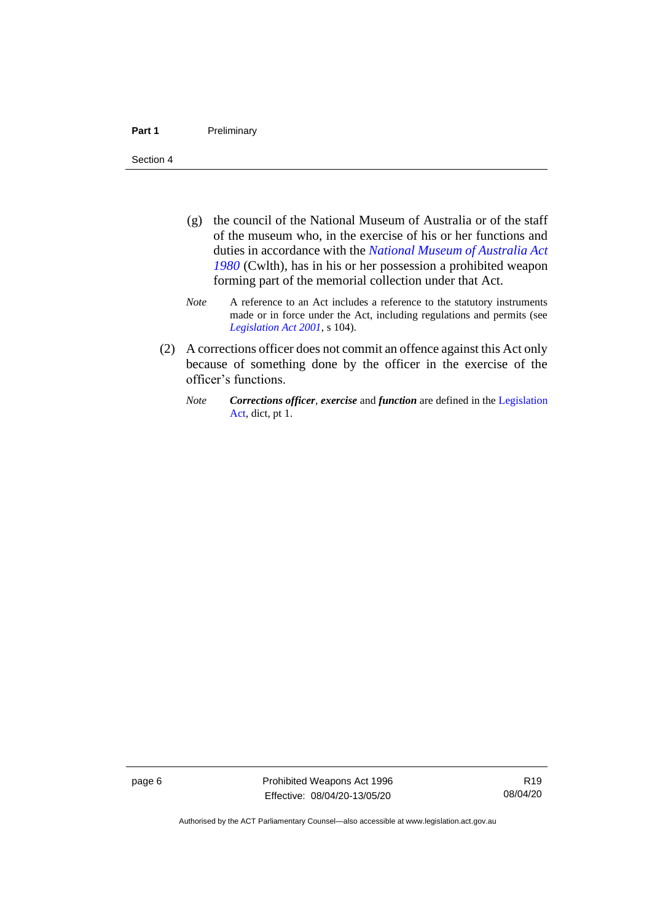(g) the council of the National Museum of Australia or of the staff of the museum who, in the exercise of his or her functions and duties in accordance with the *National Museum of Australia Act 1980* (Cwlth), has in his or her possession a prohibited weapon forming part of the memorial collection under that Act.

*Note* A reference to an Act includes a reference to the statutory instruments made or in force under the Act, including regulations and permits (see *Legislation Act 2001*, s 104).

(2) A corrections officer does not commit an offence against this Act only because of something done by the officer in the exercise of the officer's functions.

*Note* ***Corrections officer***, ***exercise*** and ***function*** are defined in the Legislation Act, dict, pt 1.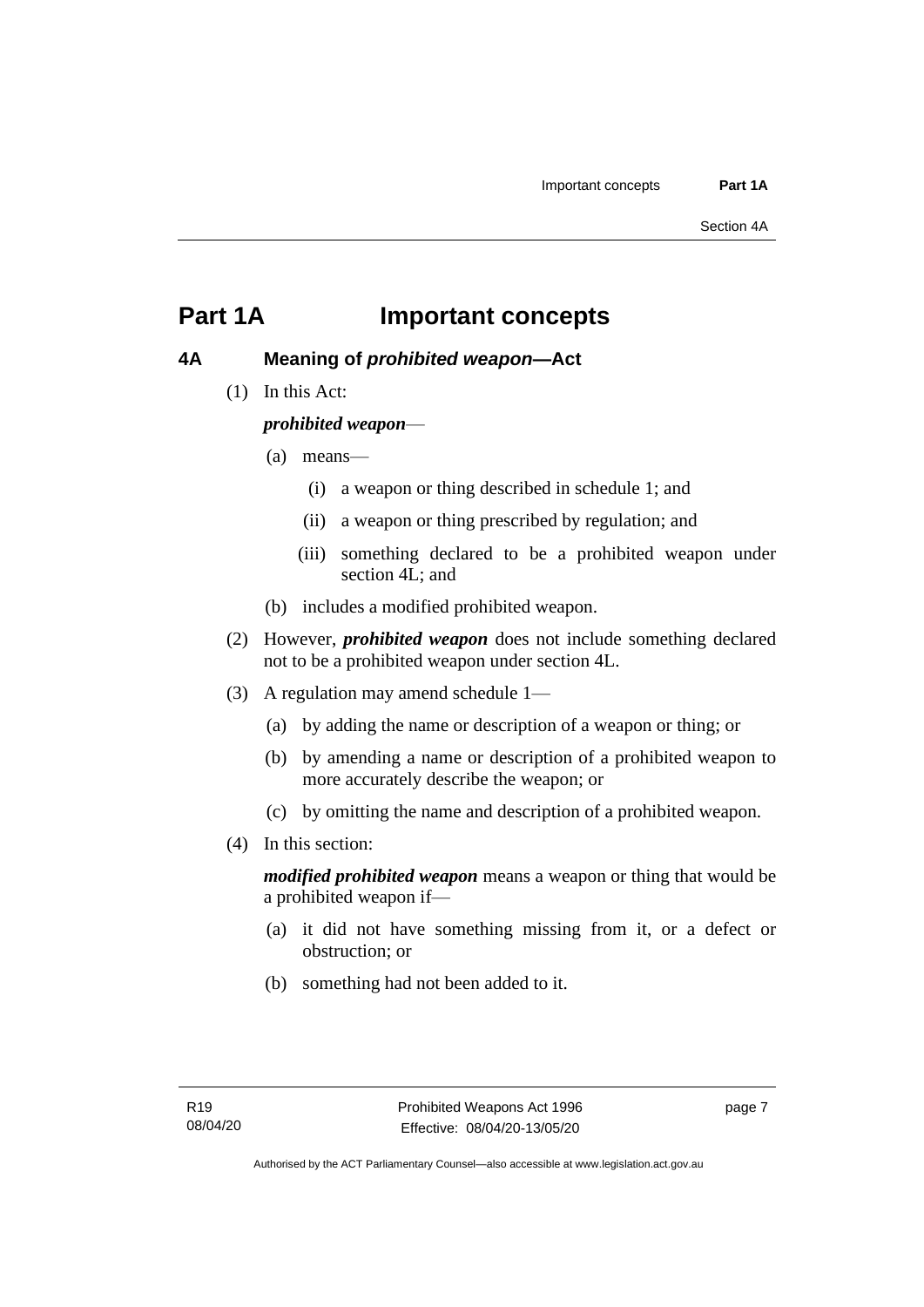# Part 1A Important concepts

## 4A Meaning of *prohibited weapon*—Act

(1) In this Act:

***prohibited weapon***—

(a) means—

(i) a weapon or thing described in schedule 1; and

(ii) a weapon or thing prescribed by regulation; and

(iii) something declared to be a prohibited weapon under section 4L; and

(b) includes a modified prohibited weapon.

(2) However, ***prohibited weapon*** does not include something declared not to be a prohibited weapon under section 4L.

(3) A regulation may amend schedule 1—

(a) by adding the name or description of a weapon or thing; or

(b) by amending a name or description of a prohibited weapon to more accurately describe the weapon; or

(c) by omitting the name and description of a prohibited weapon.

(4) In this section:

***modified prohibited weapon*** means a weapon or thing that would be a prohibited weapon if—

(a) it did not have something missing from it, or a defect or obstruction; or

(b) something had not been added to it.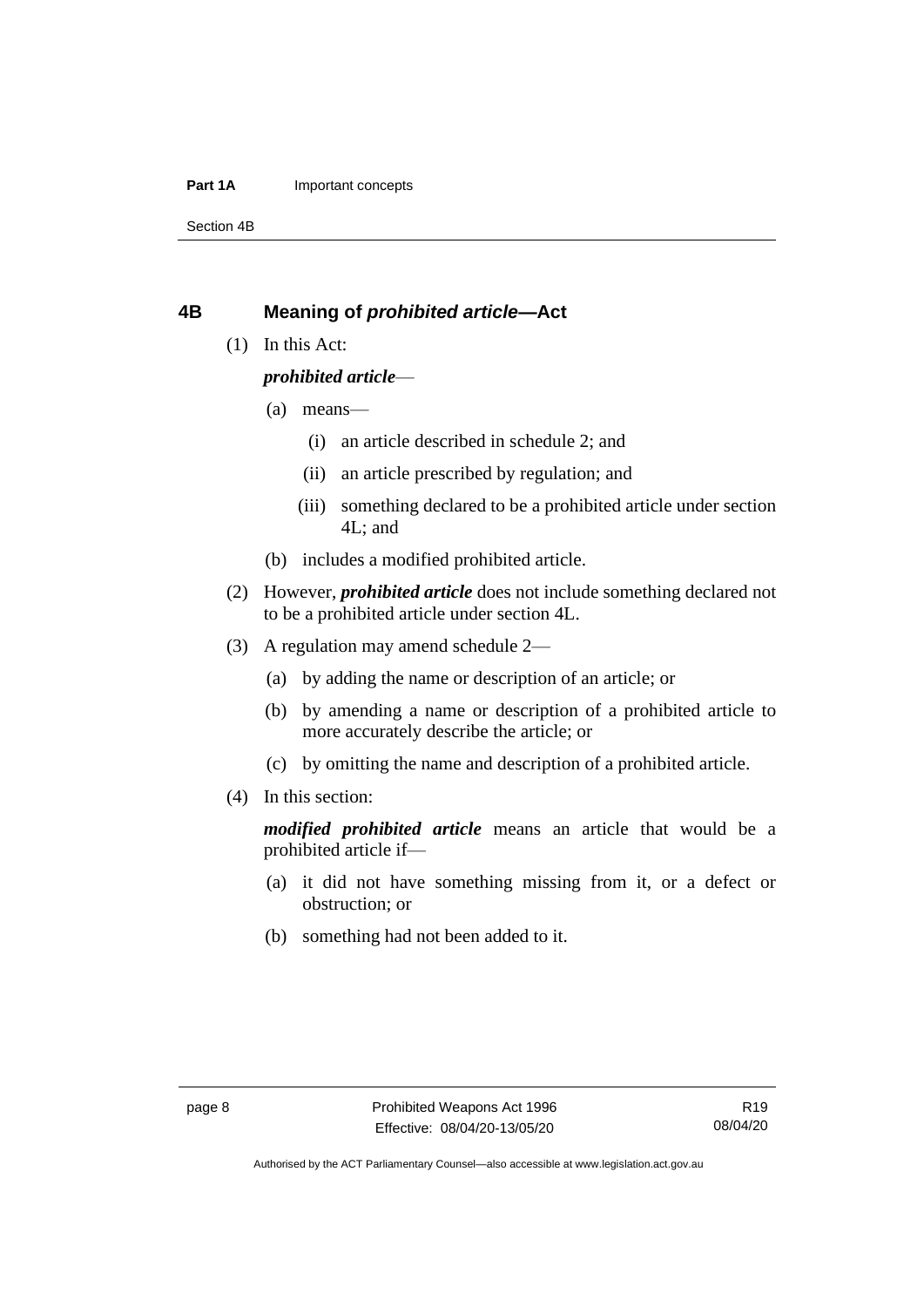## 4B Meaning of *prohibited article*—Act

(1) In this Act:

***prohibited article***—

(a) means—

(i) an article described in schedule 2; and

(ii) an article prescribed by regulation; and

(iii) something declared to be a prohibited article under section 4L; and

(b) includes a modified prohibited article.

(2) However, ***prohibited article*** does not include something declared not to be a prohibited article under section 4L.

(3) A regulation may amend schedule 2—

(a) by adding the name or description of an article; or

(b) by amending a name or description of a prohibited article to more accurately describe the article; or

(c) by omitting the name and description of a prohibited article.

(4) In this section:

***modified prohibited article*** means an article that would be a prohibited article if—

(a) it did not have something missing from it, or a defect or obstruction; or

(b) something had not been added to it.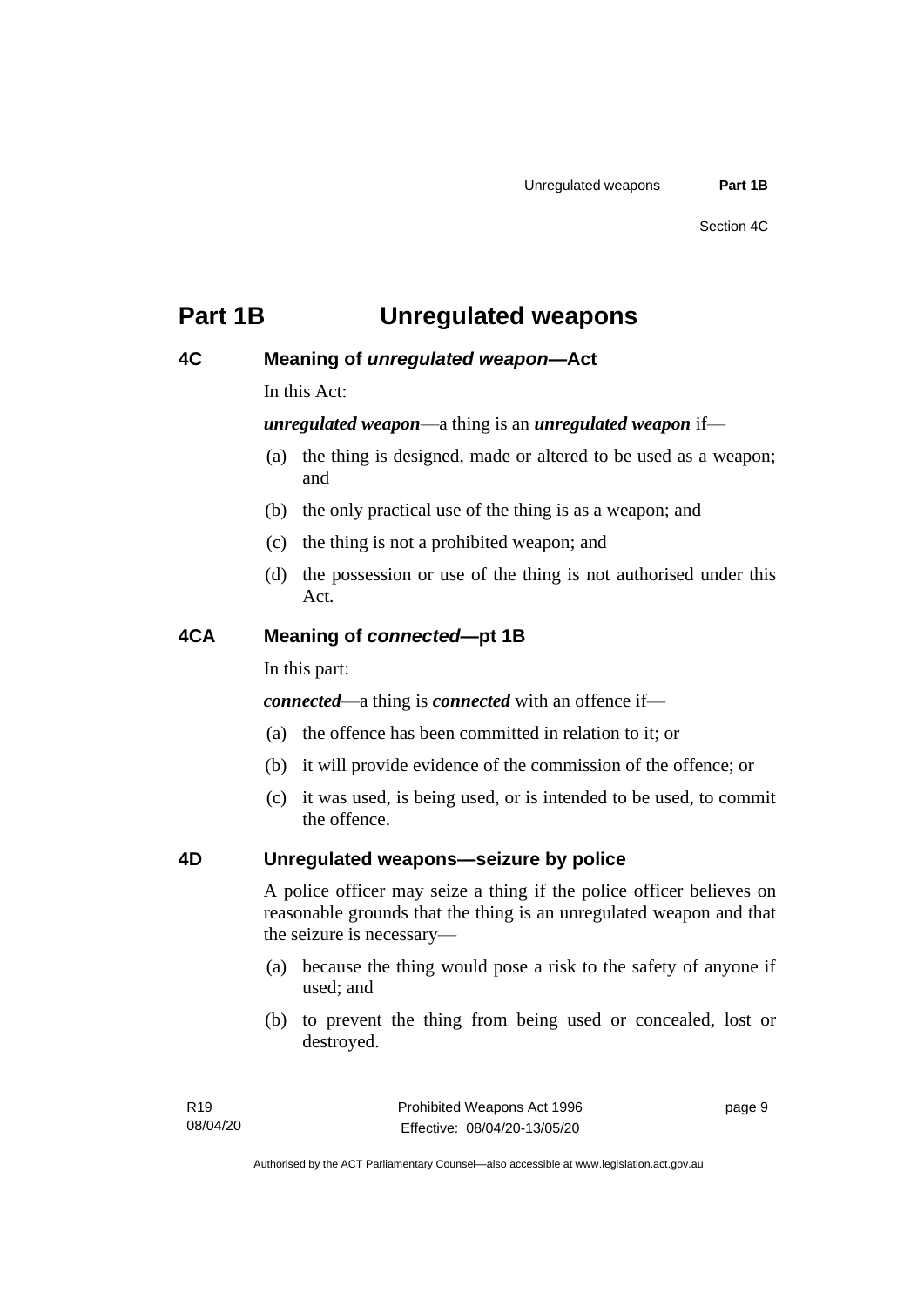# Part 1B Unregulated weapons

## 4C Meaning of *unregulated weapon*—Act

In this Act:

***unregulated weapon***—a thing is an ***unregulated weapon*** if—

(a) the thing is designed, made or altered to be used as a weapon; and

(b) the only practical use of the thing is as a weapon; and

(c) the thing is not a prohibited weapon; and

(d) the possession or use of the thing is not authorised under this Act.

## 4CA Meaning of *connected*—pt 1B

In this part:

***connected***—a thing is ***connected*** with an offence if—

(a) the offence has been committed in relation to it; or

(b) it will provide evidence of the commission of the offence; or

(c) it was used, is being used, or is intended to be used, to commit the offence.

## 4D Unregulated weapons—seizure by police

A police officer may seize a thing if the police officer believes on reasonable grounds that the thing is an unregulated weapon and that the seizure is necessary—

(a) because the thing would pose a risk to the safety of anyone if used; and

(b) to prevent the thing from being used or concealed, lost or destroyed.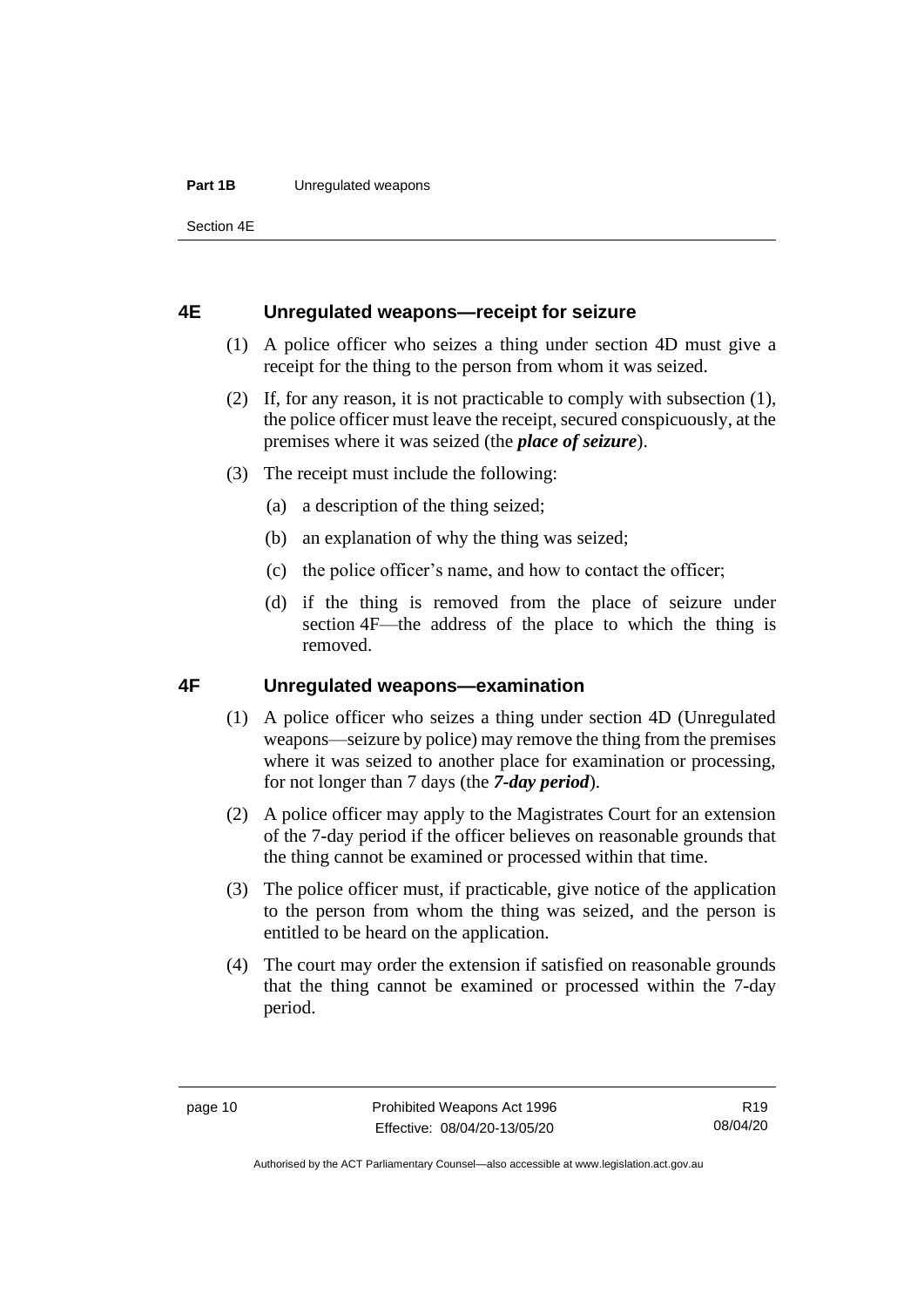## 4E Unregulated weapons—receipt for seizure

(1) A police officer who seizes a thing under section 4D must give a receipt for the thing to the person from whom it was seized.

(2) If, for any reason, it is not practicable to comply with subsection (1), the police officer must leave the receipt, secured conspicuously, at the premises where it was seized (the ***place of seizure***).

(3) The receipt must include the following:

(a) a description of the thing seized;

(b) an explanation of why the thing was seized;

(c) the police officer's name, and how to contact the officer;

(d) if the thing is removed from the place of seizure under section 4F—the address of the place to which the thing is removed.

## 4F Unregulated weapons—examination

(1) A police officer who seizes a thing under section 4D (Unregulated weapons—seizure by police) may remove the thing from the premises where it was seized to another place for examination or processing, for not longer than 7 days (the ***7-day period***).

(2) A police officer may apply to the Magistrates Court for an extension of the 7-day period if the officer believes on reasonable grounds that the thing cannot be examined or processed within that time.

(3) The police officer must, if practicable, give notice of the application to the person from whom the thing was seized, and the person is entitled to be heard on the application.

(4) The court may order the extension if satisfied on reasonable grounds that the thing cannot be examined or processed within the 7-day period.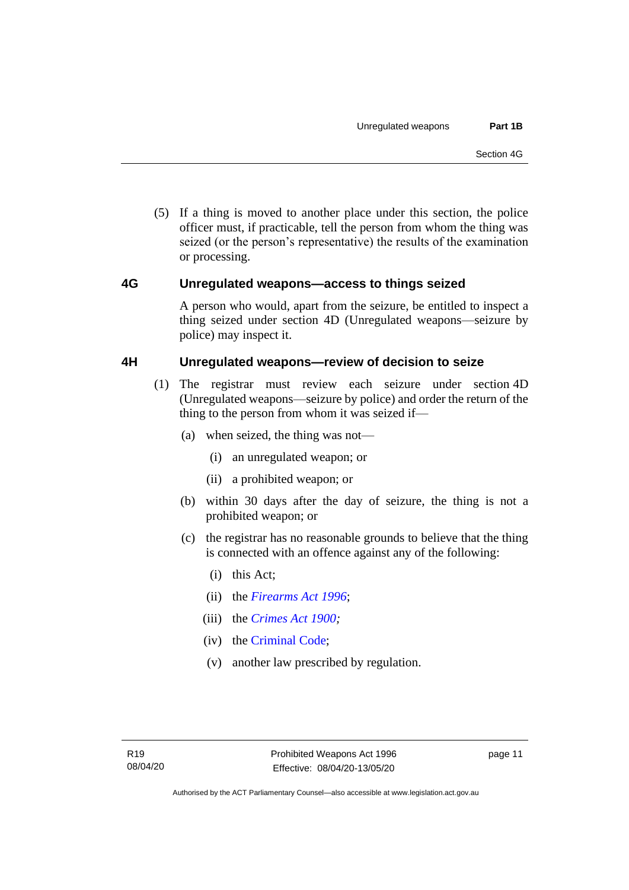(5) If a thing is moved to another place under this section, the police officer must, if practicable, tell the person from whom the thing was seized (or the person's representative) the results of the examination or processing.

## 4G Unregulated weapons—access to things seized

A person who would, apart from the seizure, be entitled to inspect a thing seized under section 4D (Unregulated weapons—seizure by police) may inspect it.

## 4H Unregulated weapons—review of decision to seize

(1) The registrar must review each seizure under section 4D (Unregulated weapons—seizure by police) and order the return of the thing to the person from whom it was seized if—

(a) when seized, the thing was not—

(i) an unregulated weapon; or

(ii) a prohibited weapon; or

(b) within 30 days after the day of seizure, the thing is not a prohibited weapon; or

(c) the registrar has no reasonable grounds to believe that the thing is connected with an offence against any of the following:

(i) this Act;

(ii) the *Firearms Act 1996*;

(iii) the *Crimes Act 1900;*

(iv) the Criminal Code;

(v) another law prescribed by regulation.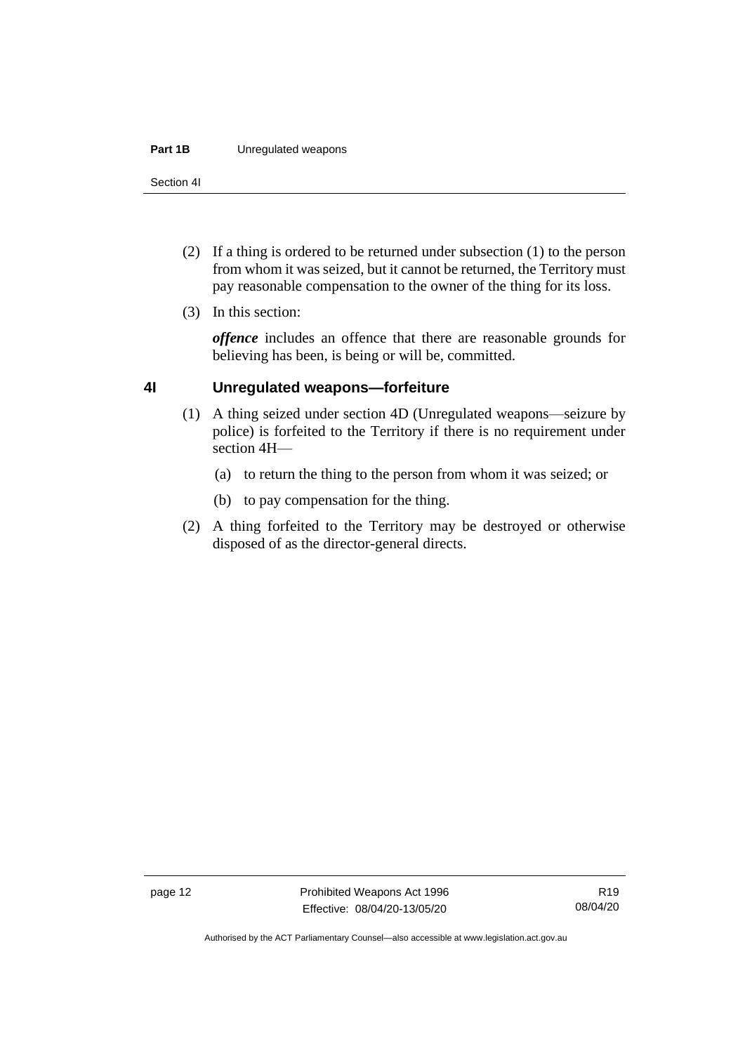(2) If a thing is ordered to be returned under subsection (1) to the person from whom it was seized, but it cannot be returned, the Territory must pay reasonable compensation to the owner of the thing for its loss.

(3) In this section:

***offence*** includes an offence that there are reasonable grounds for believing has been, is being or will be, committed.

## 4I Unregulated weapons—forfeiture

(1) A thing seized under section 4D (Unregulated weapons—seizure by police) is forfeited to the Territory if there is no requirement under section 4H—

(a) to return the thing to the person from whom it was seized; or

(b) to pay compensation for the thing.

(2) A thing forfeited to the Territory may be destroyed or otherwise disposed of as the director-general directs.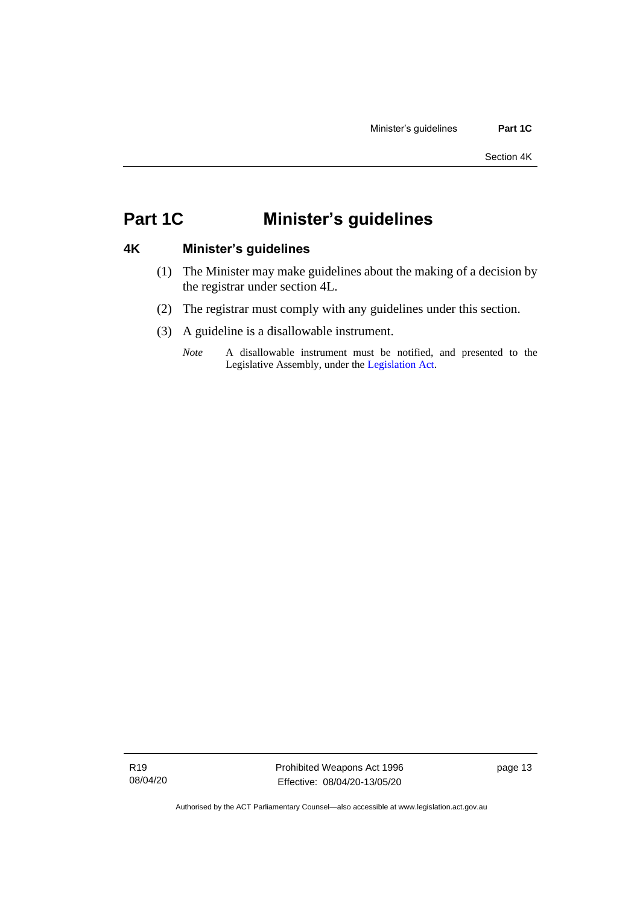# Part 1C Minister's guidelines

## 4K Minister's guidelines

(1) The Minister may make guidelines about the making of a decision by the registrar under section 4L.

(2) The registrar must comply with any guidelines under this section.

(3) A guideline is a disallowable instrument.

*Note* A disallowable instrument must be notified, and presented to the Legislative Assembly, under the Legislation Act.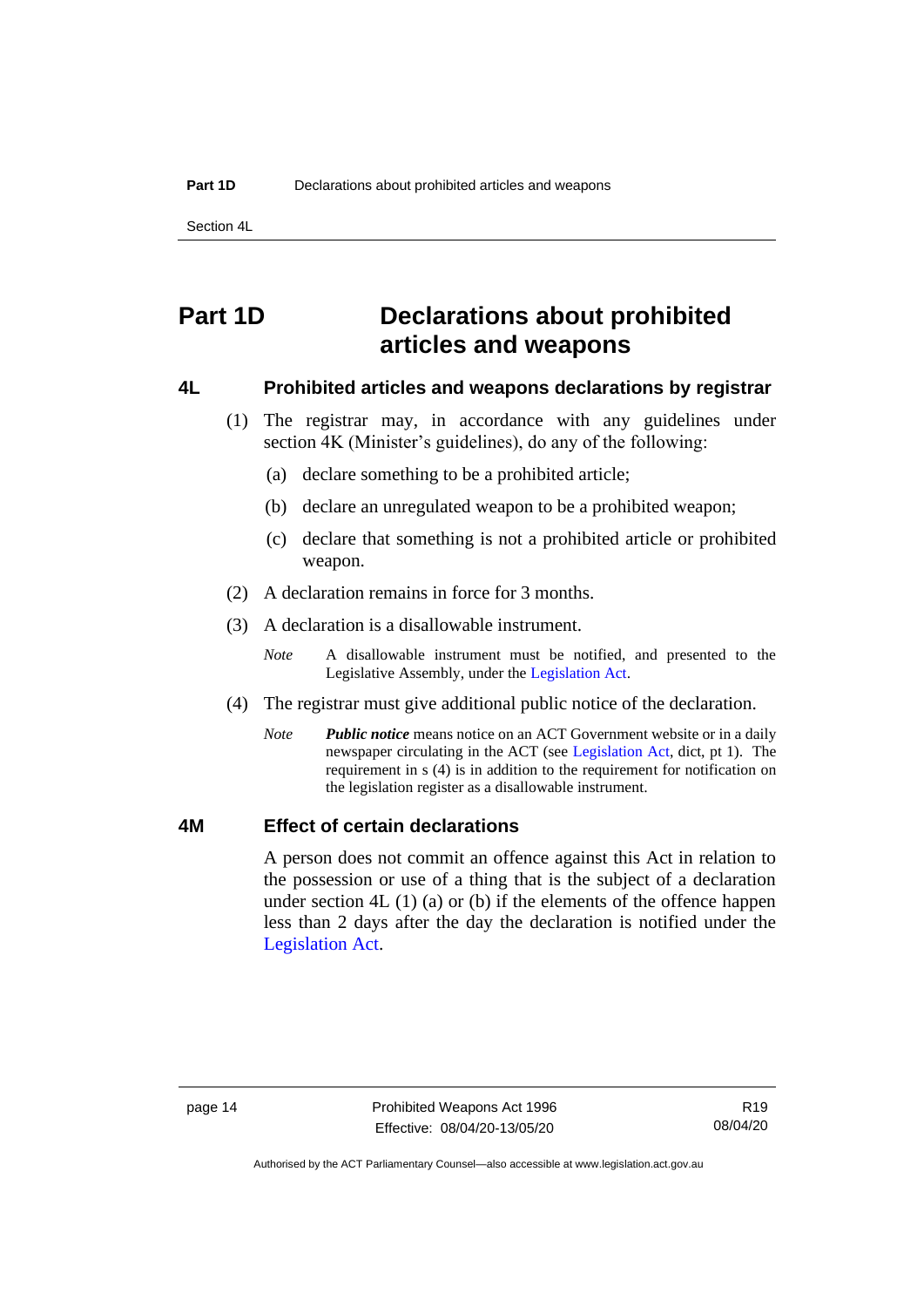# Part 1D Declarations about prohibited articles and weapons

## 4L Prohibited articles and weapons declarations by registrar

(1) The registrar may, in accordance with any guidelines under section 4K (Minister's guidelines), do any of the following:

(a) declare something to be a prohibited article;

(b) declare an unregulated weapon to be a prohibited weapon;

(c) declare that something is not a prohibited article or prohibited weapon.

(2) A declaration remains in force for 3 months.

(3) A declaration is a disallowable instrument.

*Note* A disallowable instrument must be notified, and presented to the Legislative Assembly, under the Legislation Act.

(4) The registrar must give additional public notice of the declaration.

*Note* ***Public notice*** means notice on an ACT Government website or in a daily newspaper circulating in the ACT (see Legislation Act, dict, pt 1). The requirement in s (4) is in addition to the requirement for notification on the legislation register as a disallowable instrument.

## 4M Effect of certain declarations

A person does not commit an offence against this Act in relation to the possession or use of a thing that is the subject of a declaration under section 4L (1) (a) or (b) if the elements of the offence happen less than 2 days after the day the declaration is notified under the Legislation Act.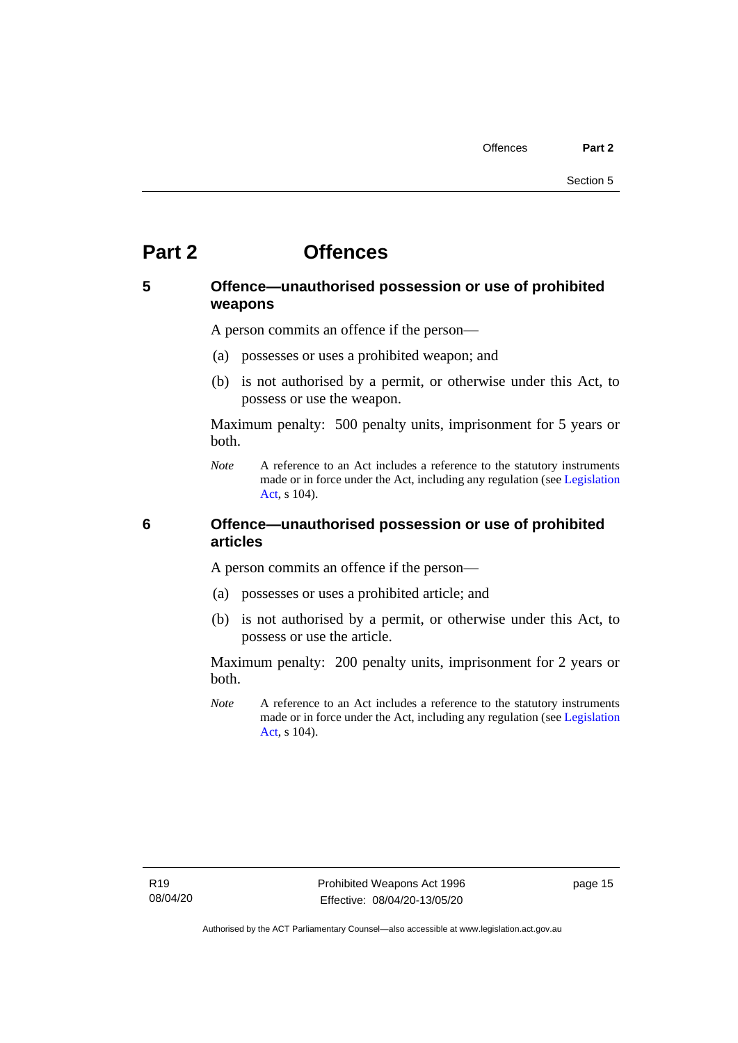# Part 2 Offences

## 5 Offence—unauthorised possession or use of prohibited weapons

A person commits an offence if the person—

(a) possesses or uses a prohibited weapon; and

(b) is not authorised by a permit, or otherwise under this Act, to possess or use the weapon.

Maximum penalty: 500 penalty units, imprisonment for 5 years or both.

*Note* A reference to an Act includes a reference to the statutory instruments made or in force under the Act, including any regulation (see Legislation Act, s 104).

## 6 Offence—unauthorised possession or use of prohibited articles

A person commits an offence if the person—

(a) possesses or uses a prohibited article; and

(b) is not authorised by a permit, or otherwise under this Act, to possess or use the article.

Maximum penalty: 200 penalty units, imprisonment for 2 years or both.

*Note* A reference to an Act includes a reference to the statutory instruments made or in force under the Act, including any regulation (see Legislation Act, s 104).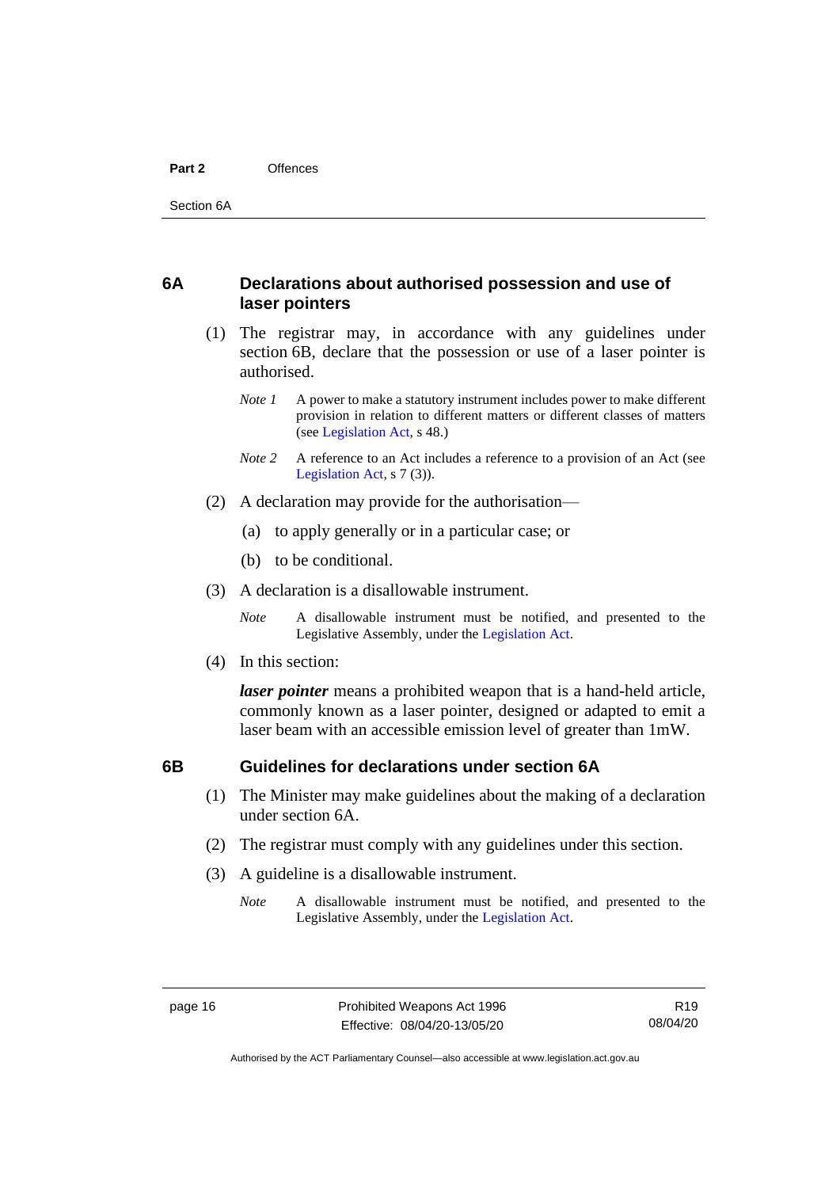## 6A Declarations about authorised possession and use of laser pointers

(1) The registrar may, in accordance with any guidelines under section 6B, declare that the possession or use of a laser pointer is authorised.

*Note 1* A power to make a statutory instrument includes power to make different provision in relation to different matters or different classes of matters (see Legislation Act, s 48.)

*Note 2* A reference to an Act includes a reference to a provision of an Act (see Legislation Act, s 7 (3)).

(2) A declaration may provide for the authorisation—

(a) to apply generally or in a particular case; or

(b) to be conditional.

(3) A declaration is a disallowable instrument.

*Note* A disallowable instrument must be notified, and presented to the Legislative Assembly, under the Legislation Act.

(4) In this section:

***laser pointer*** means a prohibited weapon that is a hand-held article, commonly known as a laser pointer, designed or adapted to emit a laser beam with an accessible emission level of greater than 1mW.

## 6B Guidelines for declarations under section 6A

(1) The Minister may make guidelines about the making of a declaration under section 6A.

(2) The registrar must comply with any guidelines under this section.

(3) A guideline is a disallowable instrument.

*Note* A disallowable instrument must be notified, and presented to the Legislative Assembly, under the Legislation Act.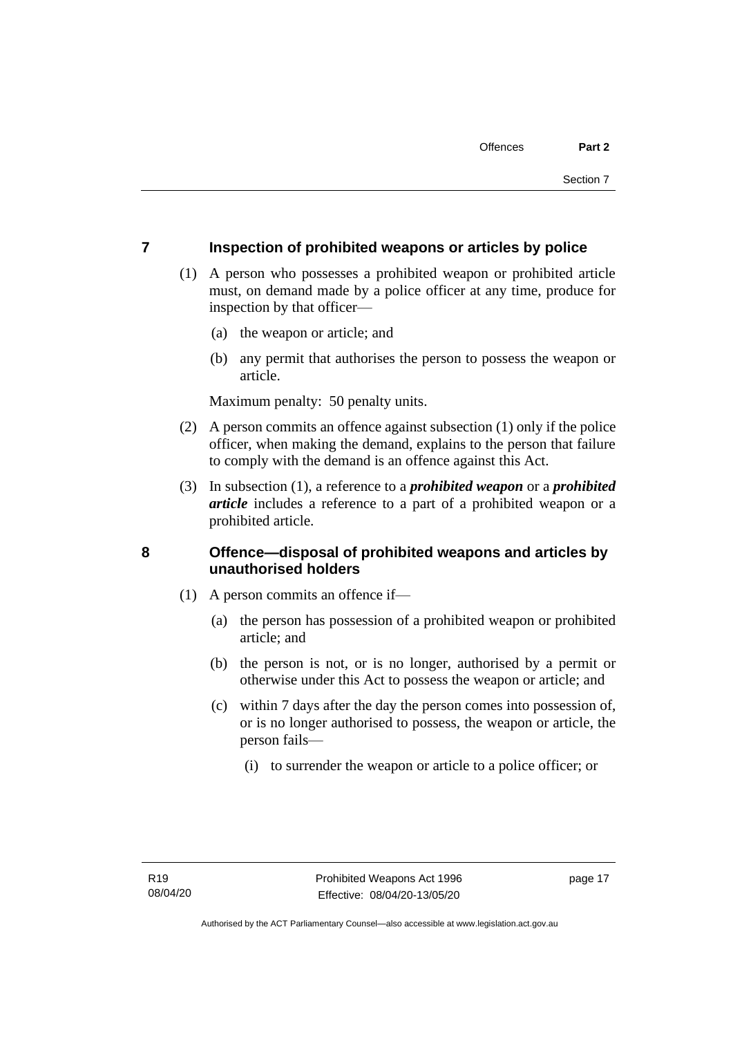## 7 Inspection of prohibited weapons or articles by police

(1) A person who possesses a prohibited weapon or prohibited article must, on demand made by a police officer at any time, produce for inspection by that officer—

(a) the weapon or article; and

(b) any permit that authorises the person to possess the weapon or article.

Maximum penalty: 50 penalty units.

(2) A person commits an offence against subsection (1) only if the police officer, when making the demand, explains to the person that failure to comply with the demand is an offence against this Act.

(3) In subsection (1), a reference to a ***prohibited weapon*** or a ***prohibited article*** includes a reference to a part of a prohibited weapon or a prohibited article.

## 8 Offence—disposal of prohibited weapons and articles by unauthorised holders

(1) A person commits an offence if—

(a) the person has possession of a prohibited weapon or prohibited article; and

(b) the person is not, or is no longer, authorised by a permit or otherwise under this Act to possess the weapon or article; and

(c) within 7 days after the day the person comes into possession of, or is no longer authorised to possess, the weapon or article, the person fails—

(i) to surrender the weapon or article to a police officer; or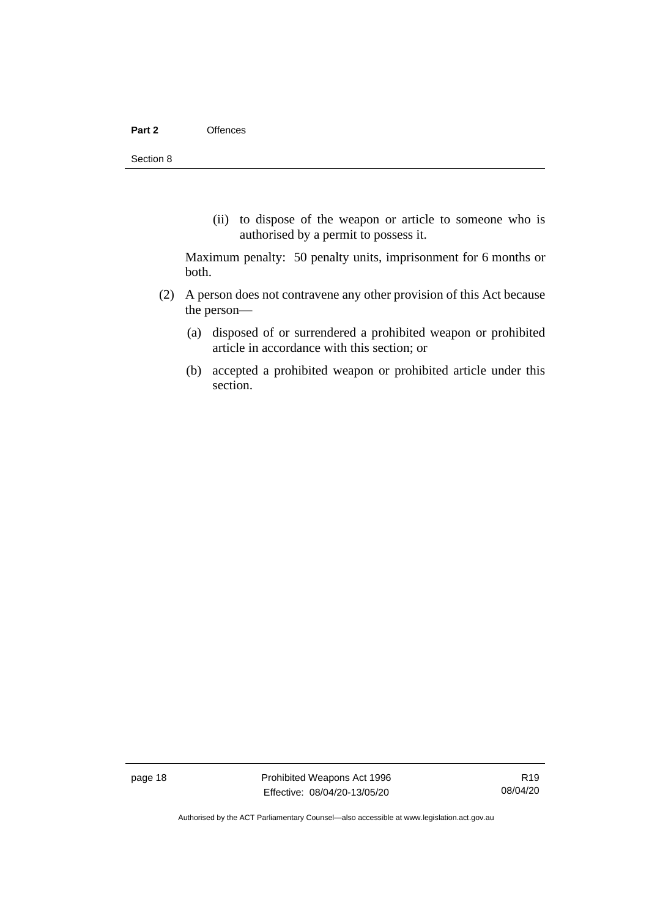(ii) to dispose of the weapon or article to someone who is authorised by a permit to possess it.

Maximum penalty: 50 penalty units, imprisonment for 6 months or both.

(2) A person does not contravene any other provision of this Act because the person—

(a) disposed of or surrendered a prohibited weapon or prohibited article in accordance with this section; or

(b) accepted a prohibited weapon or prohibited article under this section.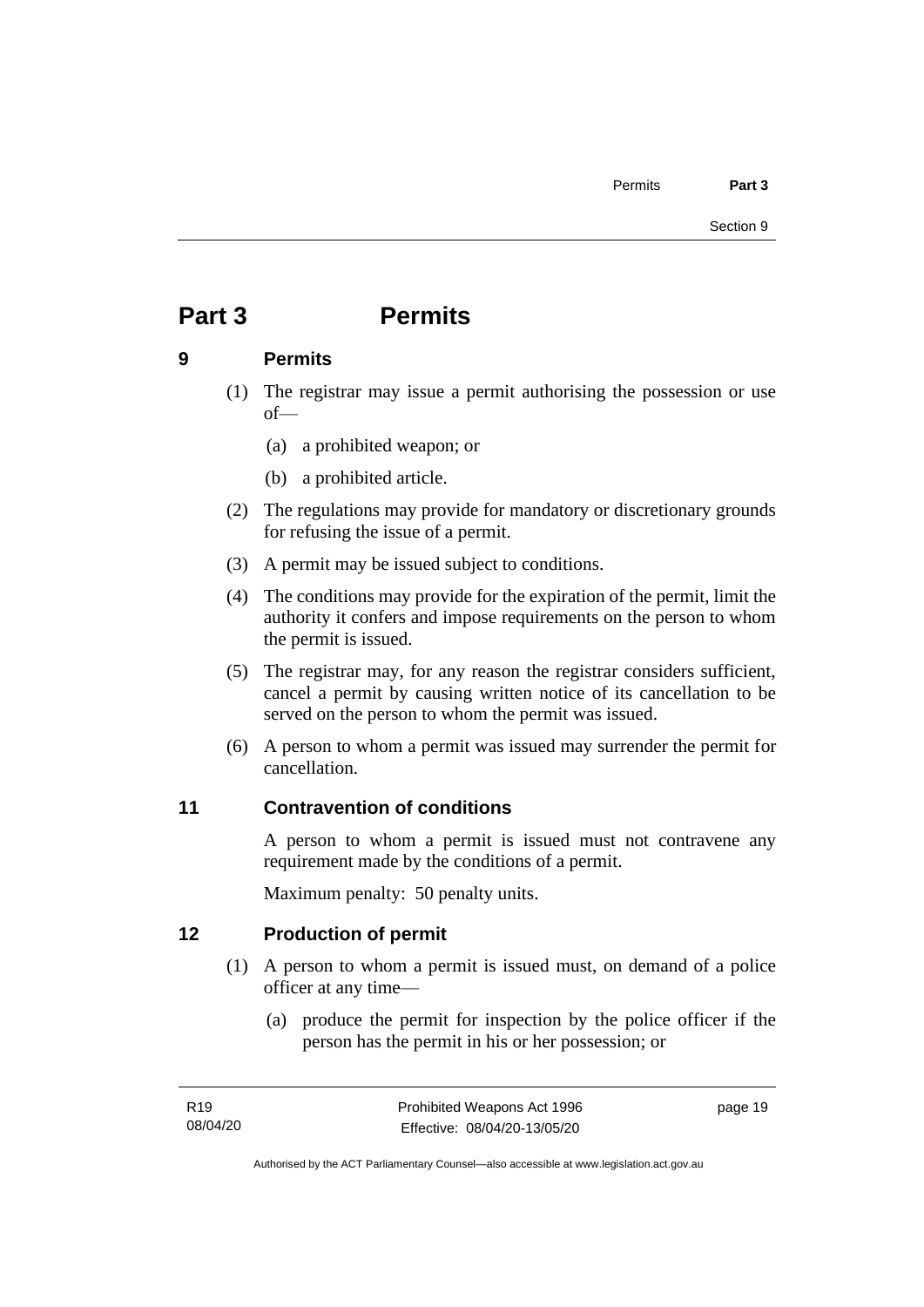# Part 3 Permits

## 9 Permits

(1) The registrar may issue a permit authorising the possession or use of—

(a) a prohibited weapon; or

(b) a prohibited article.

(2) The regulations may provide for mandatory or discretionary grounds for refusing the issue of a permit.

(3) A permit may be issued subject to conditions.

(4) The conditions may provide for the expiration of the permit, limit the authority it confers and impose requirements on the person to whom the permit is issued.

(5) The registrar may, for any reason the registrar considers sufficient, cancel a permit by causing written notice of its cancellation to be served on the person to whom the permit was issued.

(6) A person to whom a permit was issued may surrender the permit for cancellation.

## 11 Contravention of conditions

A person to whom a permit is issued must not contravene any requirement made by the conditions of a permit.

Maximum penalty: 50 penalty units.

## 12 Production of permit

(1) A person to whom a permit is issued must, on demand of a police officer at any time—

(a) produce the permit for inspection by the police officer if the person has the permit in his or her possession; or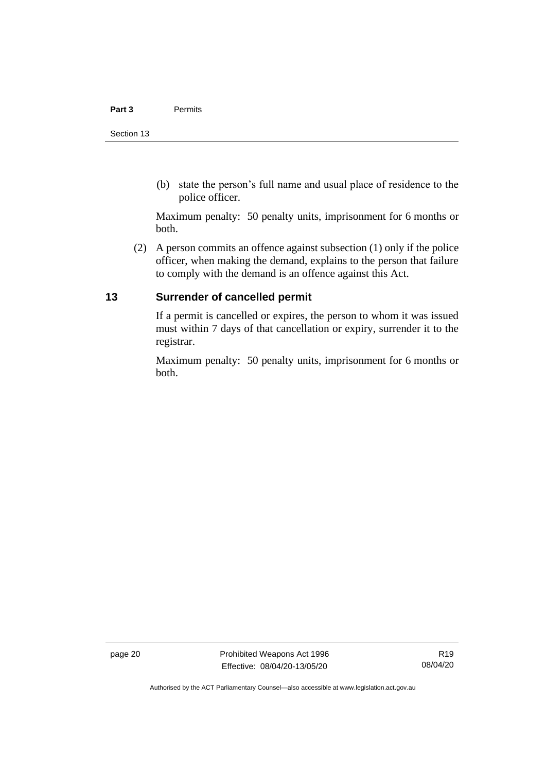(b) state the person's full name and usual place of residence to the police officer.

Maximum penalty: 50 penalty units, imprisonment for 6 months or both.

(2) A person commits an offence against subsection (1) only if the police officer, when making the demand, explains to the person that failure to comply with the demand is an offence against this Act.

## 13 Surrender of cancelled permit

If a permit is cancelled or expires, the person to whom it was issued must within 7 days of that cancellation or expiry, surrender it to the registrar.

Maximum penalty: 50 penalty units, imprisonment for 6 months or both.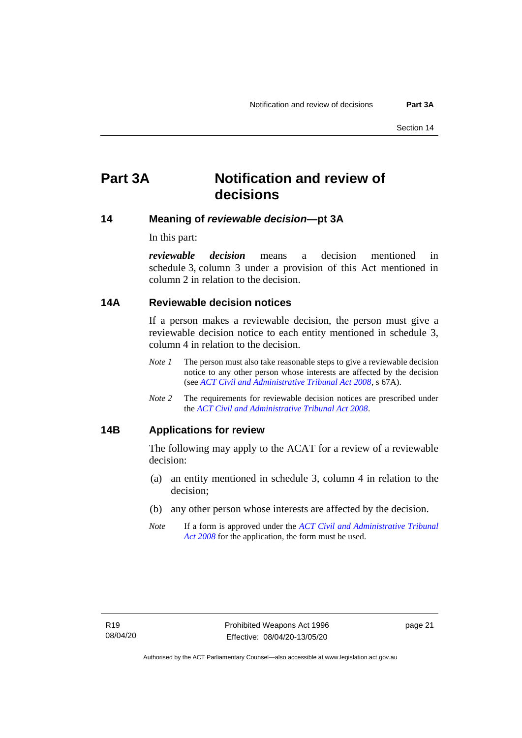# Part 3A Notification and review of decisions

## 14 Meaning of *reviewable decision*—pt 3A

In this part:

***reviewable decision*** means a decision mentioned in schedule 3, column 3 under a provision of this Act mentioned in column 2 in relation to the decision.

## 14A Reviewable decision notices

If a person makes a reviewable decision, the person must give a reviewable decision notice to each entity mentioned in schedule 3, column 4 in relation to the decision.

*Note 1* The person must also take reasonable steps to give a reviewable decision notice to any other person whose interests are affected by the decision (see *ACT Civil and Administrative Tribunal Act 2008*, s 67A).

*Note 2* The requirements for reviewable decision notices are prescribed under the *ACT Civil and Administrative Tribunal Act 2008*.

## 14B Applications for review

The following may apply to the ACAT for a review of a reviewable decision:

(a) an entity mentioned in schedule 3, column 4 in relation to the decision;

(b) any other person whose interests are affected by the decision.

*Note* If a form is approved under the *ACT Civil and Administrative Tribunal Act 2008* for the application, the form must be used.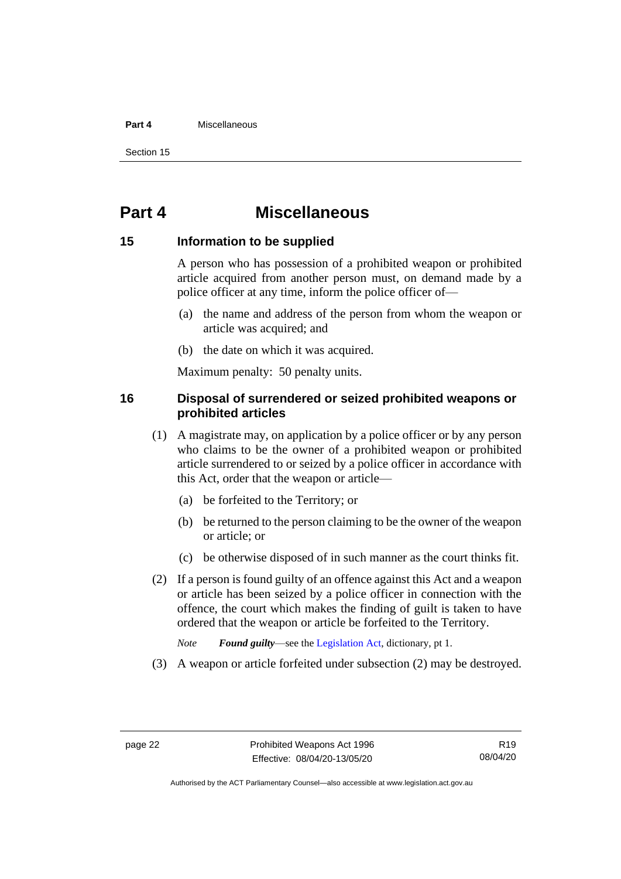# Part 4 Miscellaneous

## 15 Information to be supplied

A person who has possession of a prohibited weapon or prohibited article acquired from another person must, on demand made by a police officer at any time, inform the police officer of—

(a) the name and address of the person from whom the weapon or article was acquired; and

(b) the date on which it was acquired.

Maximum penalty: 50 penalty units.

## 16 Disposal of surrendered or seized prohibited weapons or prohibited articles

(1) A magistrate may, on application by a police officer or by any person who claims to be the owner of a prohibited weapon or prohibited article surrendered to or seized by a police officer in accordance with this Act, order that the weapon or article—

(a) be forfeited to the Territory; or

(b) be returned to the person claiming to be the owner of the weapon or article; or

(c) be otherwise disposed of in such manner as the court thinks fit.

(2) If a person is found guilty of an offence against this Act and a weapon or article has been seized by a police officer in connection with the offence, the court which makes the finding of guilt is taken to have ordered that the weapon or article be forfeited to the Territory.

*Note* ***Found guilty***—see the Legislation Act, dictionary, pt 1.

(3) A weapon or article forfeited under subsection (2) may be destroyed.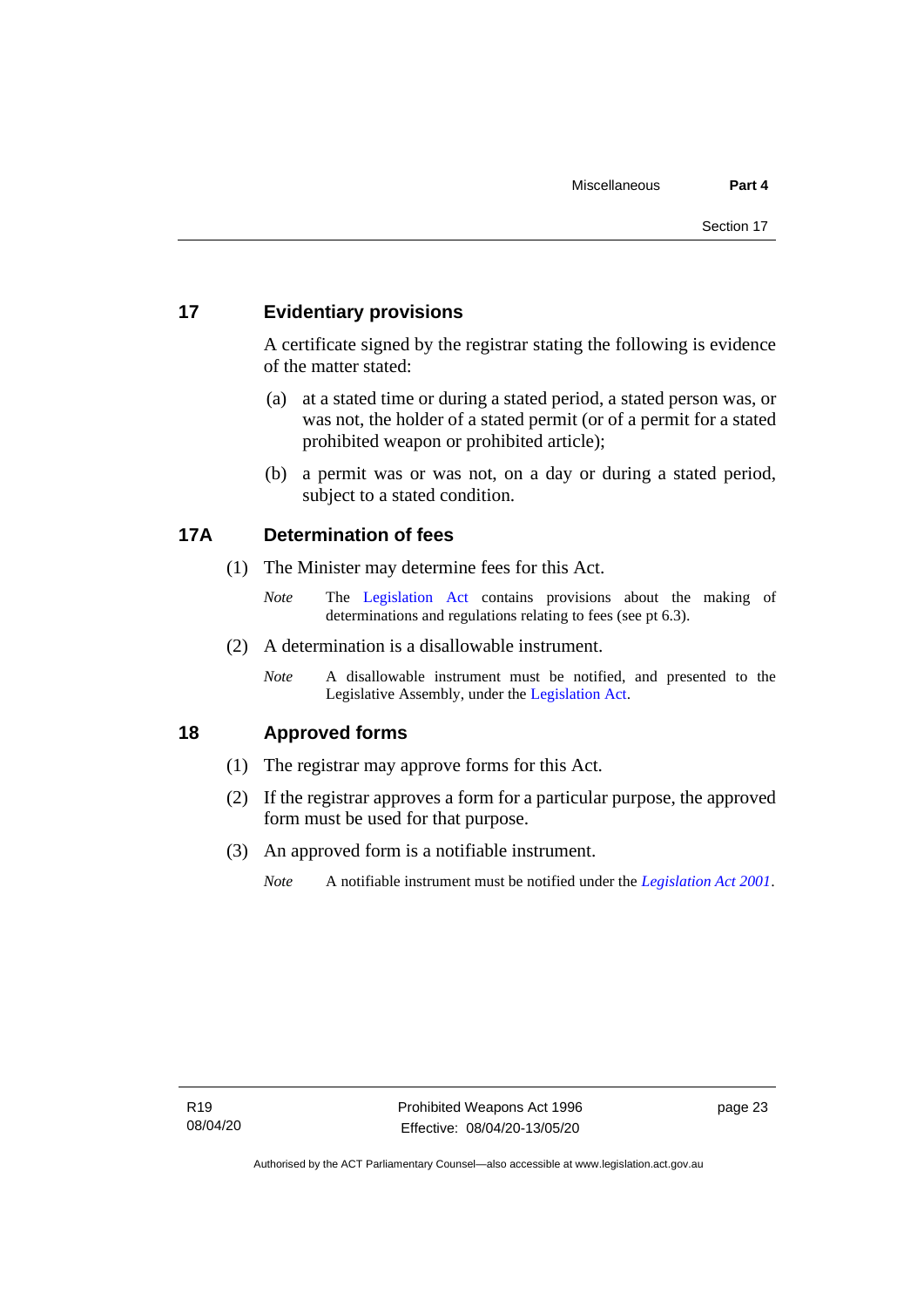## 17 Evidentiary provisions

A certificate signed by the registrar stating the following is evidence of the matter stated:

(a) at a stated time or during a stated period, a stated person was, or was not, the holder of a stated permit (or of a permit for a stated prohibited weapon or prohibited article);

(b) a permit was or was not, on a day or during a stated period, subject to a stated condition.

## 17A Determination of fees

(1) The Minister may determine fees for this Act.

*Note* The Legislation Act contains provisions about the making of determinations and regulations relating to fees (see pt 6.3).

(2) A determination is a disallowable instrument.

*Note* A disallowable instrument must be notified, and presented to the Legislative Assembly, under the Legislation Act.

## 18 Approved forms

(1) The registrar may approve forms for this Act.

(2) If the registrar approves a form for a particular purpose, the approved form must be used for that purpose.

(3) An approved form is a notifiable instrument.

*Note* A notifiable instrument must be notified under the *Legislation Act 2001*.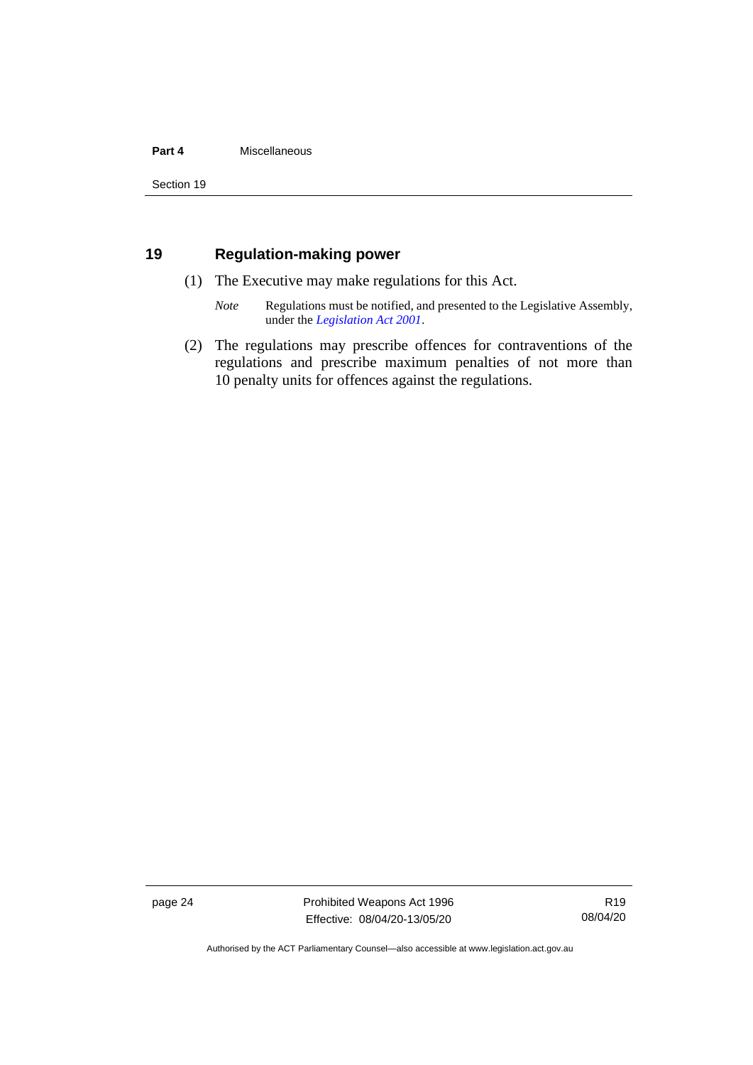## 19 Regulation-making power

(1) The Executive may make regulations for this Act.

*Note* Regulations must be notified, and presented to the Legislative Assembly, under the *Legislation Act 2001*.

(2) The regulations may prescribe offences for contraventions of the regulations and prescribe maximum penalties of not more than 10 penalty units for offences against the regulations.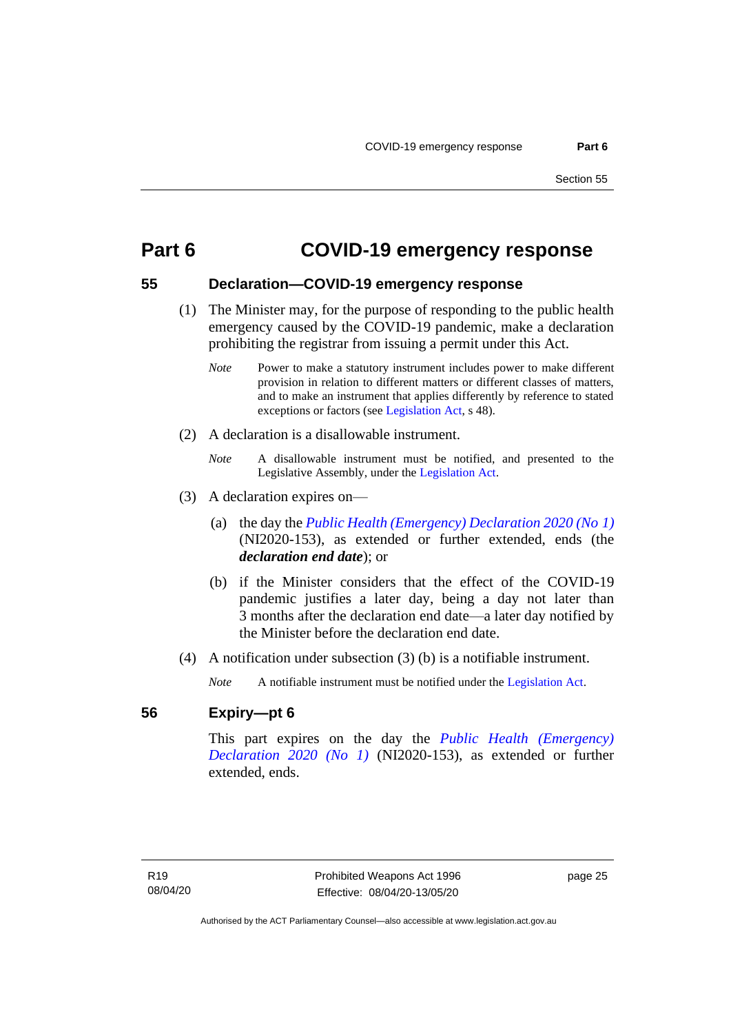# Part 6 COVID-19 emergency response

## 55 Declaration—COVID-19 emergency response

(1) The Minister may, for the purpose of responding to the public health emergency caused by the COVID-19 pandemic, make a declaration prohibiting the registrar from issuing a permit under this Act.

*Note* Power to make a statutory instrument includes power to make different provision in relation to different matters or different classes of matters, and to make an instrument that applies differently by reference to stated exceptions or factors (see Legislation Act, s 48).

(2) A declaration is a disallowable instrument.

*Note* A disallowable instrument must be notified, and presented to the Legislative Assembly, under the Legislation Act.

(3) A declaration expires on—

(a) the day the *Public Health (Emergency) Declaration 2020 (No 1)* (NI2020-153), as extended or further extended, ends (the ***declaration end date***); or

(b) if the Minister considers that the effect of the COVID-19 pandemic justifies a later day, being a day not later than 3 months after the declaration end date—a later day notified by the Minister before the declaration end date.

(4) A notification under subsection (3) (b) is a notifiable instrument.

*Note* A notifiable instrument must be notified under the Legislation Act.

## 56 Expiry—pt 6

This part expires on the day the *Public Health (Emergency) Declaration 2020 (No 1)* (NI2020-153), as extended or further extended, ends.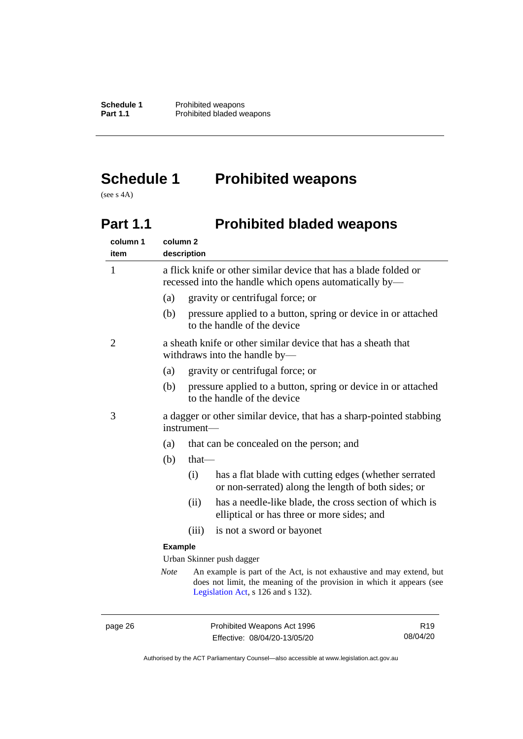# Schedule 1 Prohibited weapons

(see s 4A)

## Part 1.1 Prohibited bladed weapons

| column 1<br>item | column 2<br>description |
|---|---|
| 1 | a flick knife or other similar device that has a blade folded or recessed into the handle which opens automatically by—<br>(a) gravity or centrifugal force; or<br>(b) pressure applied to a button, spring or device in or attached to the handle of the device |
| 2 | a sheath knife or other similar device that has a sheath that withdraws into the handle by—<br>(a) gravity or centrifugal force; or<br>(b) pressure applied to a button, spring or device in or attached to the handle of the device |
| 3 | a dagger or other similar device, that has a sharp-pointed stabbing instrument—<br>(a) that can be concealed on the person; and<br>(b) that—<br>(i) has a flat blade with cutting edges (whether serrated or non-serrated) along the length of both sides; or<br>(ii) has a needle-like blade, the cross section of which is elliptical or has three or more sides; and<br>(iii) is not a sword or bayonet<br>**Example**<br>Urban Skinner push dagger<br>*Note* An example is part of the Act, is not exhaustive and may extend, but does not limit, the meaning of the provision in which it appears (see Legislation Act, s 126 and s 132). |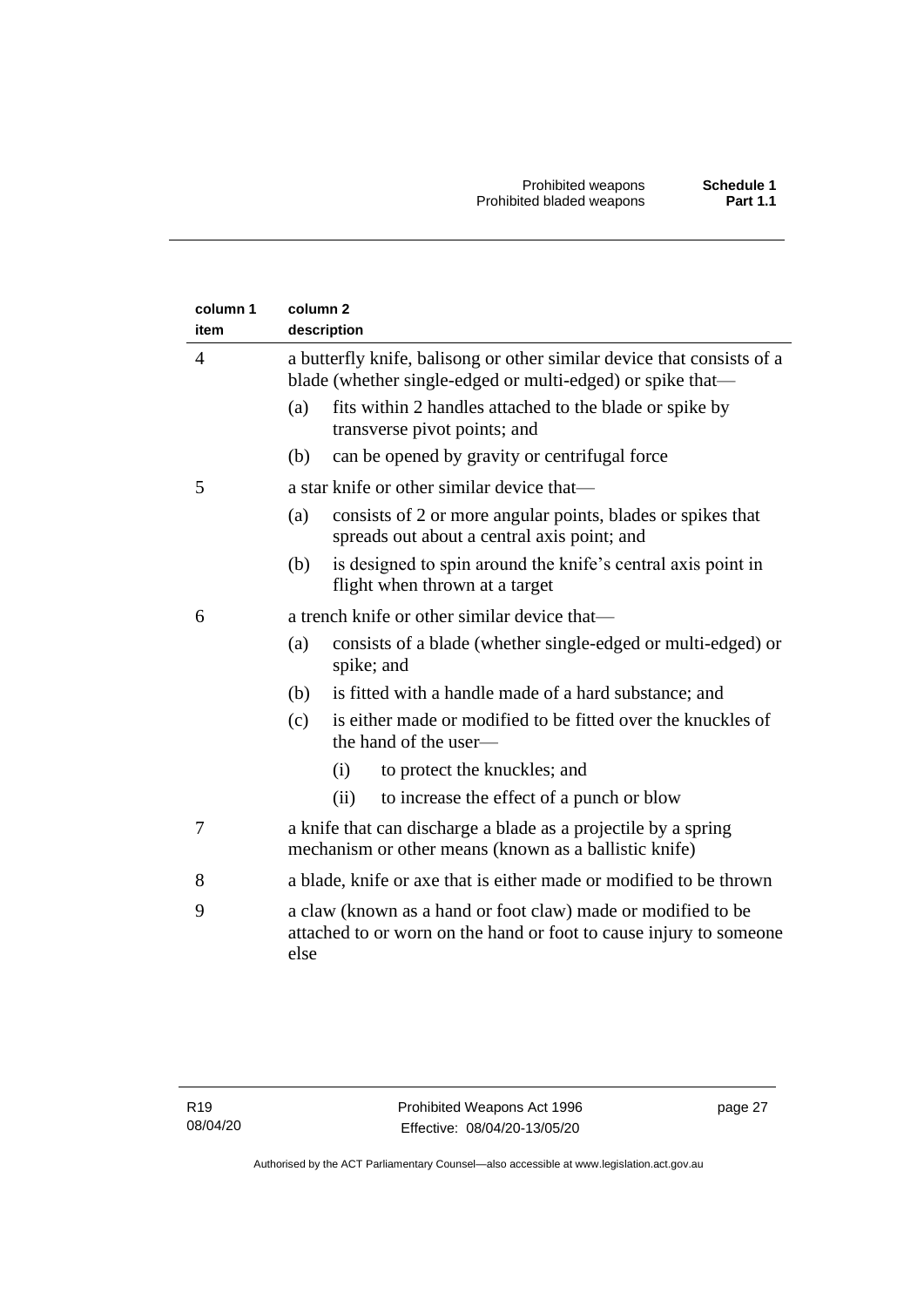| column 1 item | column 2 description |
|---|---|
| 4 | a butterfly knife, balisong or other similar device that consists of a blade (whether single-edged or multi-edged) or spike that—<br>(a) fits within 2 handles attached to the blade or spike by transverse pivot points; and<br>(b) can be opened by gravity or centrifugal force |
| 5 | a star knife or other similar device that—<br>(a) consists of 2 or more angular points, blades or spikes that spreads out about a central axis point; and<br>(b) is designed to spin around the knife's central axis point in flight when thrown at a target |
| 6 | a trench knife or other similar device that—<br>(a) consists of a blade (whether single-edged or multi-edged) or spike; and<br>(b) is fitted with a handle made of a hard substance; and<br>(c) is either made or modified to be fitted over the knuckles of the hand of the user—<br>(i) to protect the knuckles; and<br>(ii) to increase the effect of a punch or blow |
| 7 | a knife that can discharge a blade as a projectile by a spring mechanism or other means (known as a ballistic knife) |
| 8 | a blade, knife or axe that is either made or modified to be thrown |
| 9 | a claw (known as a hand or foot claw) made or modified to be attached to or worn on the hand or foot to cause injury to someone else |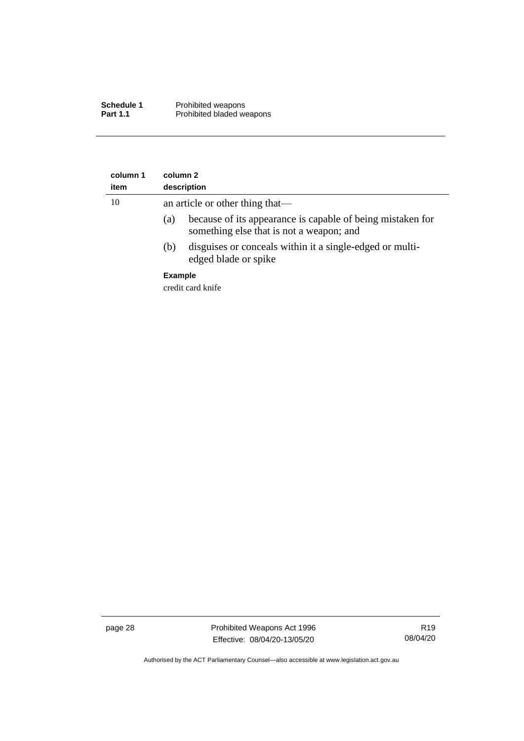| column 1 item | column 2 description |
|---|---|
| 10 | an article or other thing that—<br>(a) because of its appearance is capable of being mistaken for something else that is not a weapon; and<br>(b) disguises or conceals within it a single-edged or multi-edged blade or spike<br>**Example**<br>credit card knife |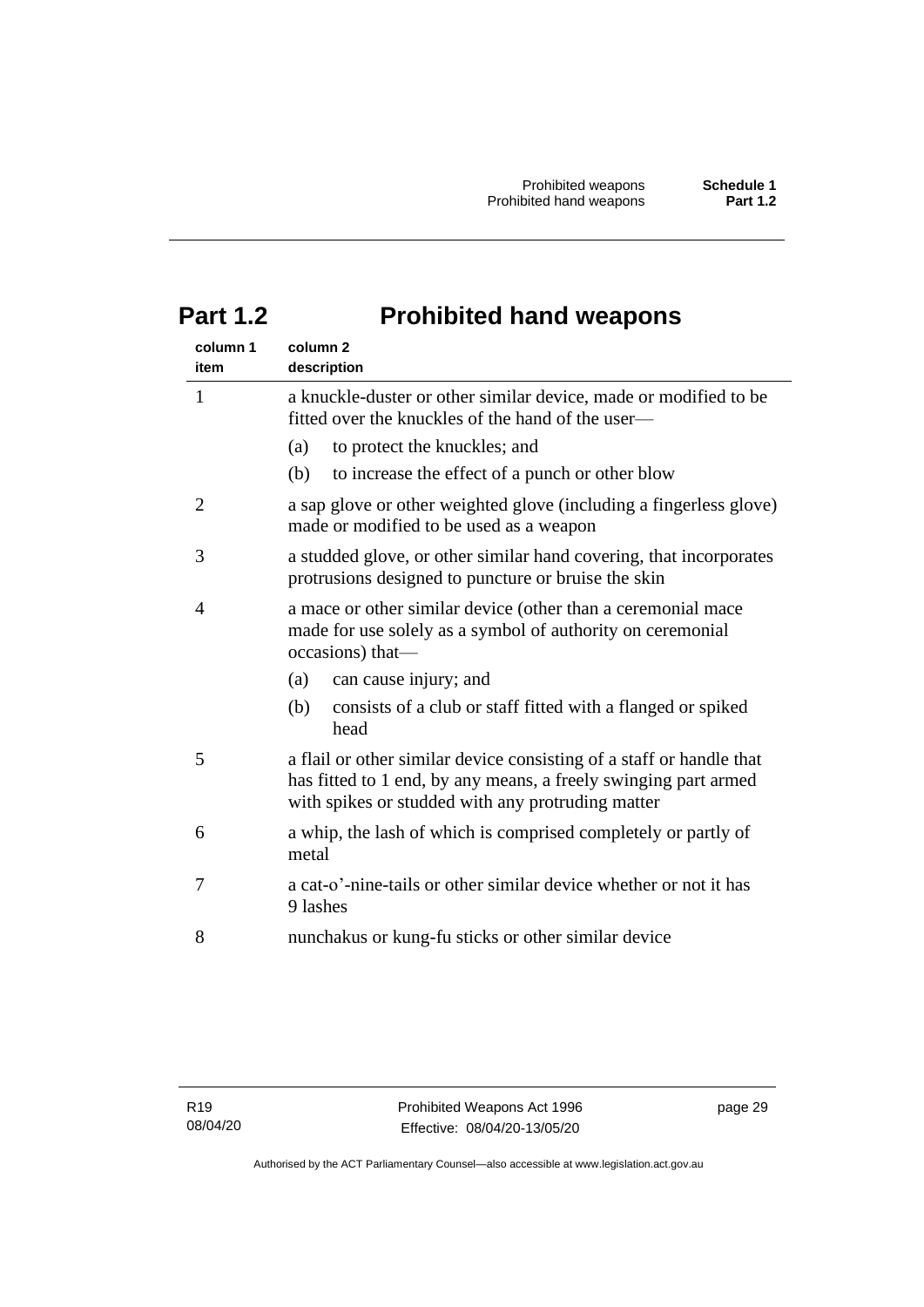# Part 1.2 Prohibited hand weapons

| column 1 item | column 2 description |
|---|---|
| 1 | a knuckle-duster or other similar device, made or modified to be fitted over the knuckles of the hand of the user—<br>(a) to protect the knuckles; and<br>(b) to increase the effect of a punch or other blow |
| 2 | a sap glove or other weighted glove (including a fingerless glove) made or modified to be used as a weapon |
| 3 | a studded glove, or other similar hand covering, that incorporates protrusions designed to puncture or bruise the skin |
| 4 | a mace or other similar device (other than a ceremonial mace made for use solely as a symbol of authority on ceremonial occasions) that—<br>(a) can cause injury; and<br>(b) consists of a club or staff fitted with a flanged or spiked head |
| 5 | a flail or other similar device consisting of a staff or handle that has fitted to 1 end, by any means, a freely swinging part armed with spikes or studded with any protruding matter |
| 6 | a whip, the lash of which is comprised completely or partly of metal |
| 7 | a cat-o'-nine-tails or other similar device whether or not it has 9 lashes |
| 8 | nunchakus or kung-fu sticks or other similar device |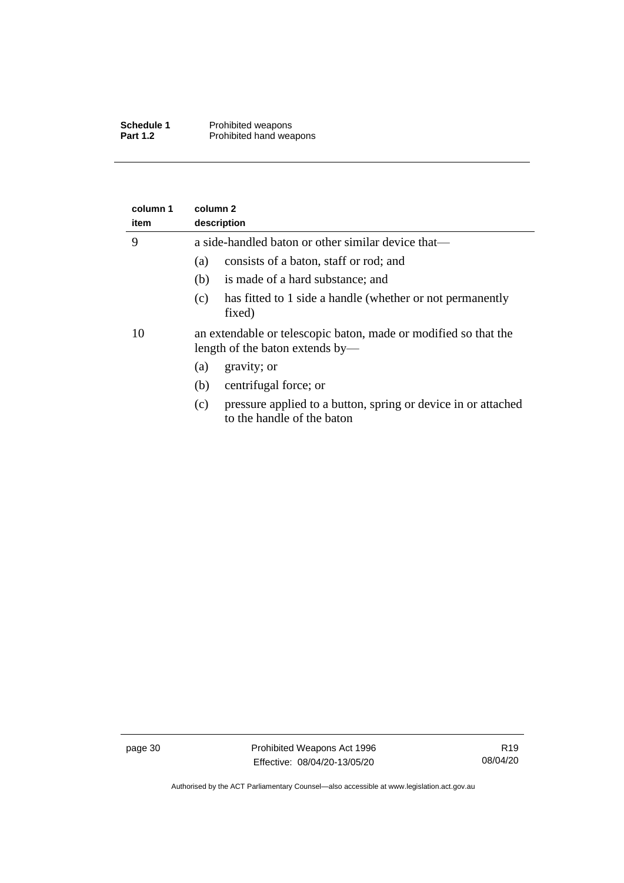| column 1 item | column 2 description |
|---|---|
| 9 | a side-handled baton or other similar device that—<br>(a) consists of a baton, staff or rod; and<br>(b) is made of a hard substance; and<br>(c) has fitted to 1 side a handle (whether or not permanently fixed) |
| 10 | an extendable or telescopic baton, made or modified so that the length of the baton extends by—<br>(a) gravity; or<br>(b) centrifugal force; or<br>(c) pressure applied to a button, spring or device in or attached to the handle of the baton |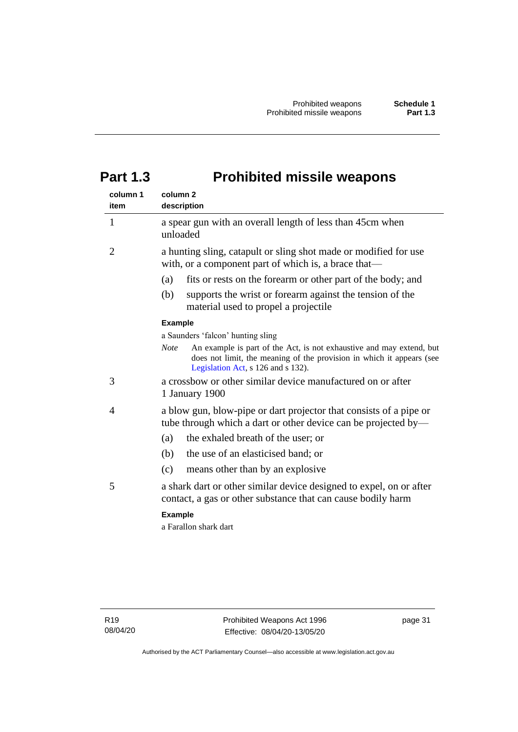# Part 1.3 Prohibited missile weapons

| column 1 item | column 2 description |
|---|---|
| 1 | a spear gun with an overall length of less than 45cm when unloaded |
| 2 | a hunting sling, catapult or sling shot made or modified for use with, or a component part of which is, a brace that—<br>(a) fits or rests on the forearm or other part of the body; and<br>(b) supports the wrist or forearm against the tension of the material used to propel a projectile<br>**Example**<br>a Saunders 'falcon' hunting sling<br>*Note* An example is part of the Act, is not exhaustive and may extend, but does not limit, the meaning of the provision in which it appears (see Legislation Act, s 126 and s 132). |
| 3 | a crossbow or other similar device manufactured on or after 1 January 1900 |
| 4 | a blow gun, blow-pipe or dart projector that consists of a pipe or tube through which a dart or other device can be projected by—<br>(a) the exhaled breath of the user; or<br>(b) the use of an elasticised band; or<br>(c) means other than by an explosive |
| 5 | a shark dart or other similar device designed to expel, on or after contact, a gas or other substance that can cause bodily harm<br>**Example**<br>a Farallon shark dart |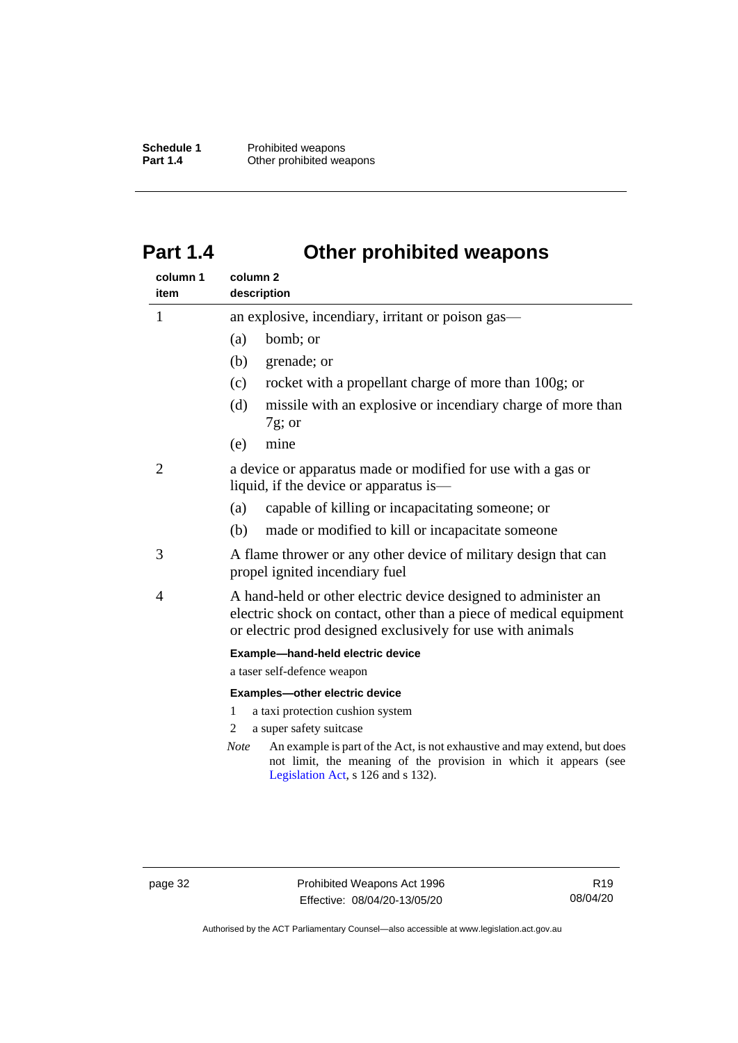# Part 1.4 Other prohibited weapons

| column 1 item | column 2 description |
|---|---|
| 1 | an explosive, incendiary, irritant or poison gas—<br>(a) bomb; or<br>(b) grenade; or<br>(c) rocket with a propellant charge of more than 100g; or<br>(d) missile with an explosive or incendiary charge of more than 7g; or<br>(e) mine |
| 2 | a device or apparatus made or modified for use with a gas or liquid, if the device or apparatus is—<br>(a) capable of killing or incapacitating someone; or<br>(b) made or modified to kill or incapacitate someone |
| 3 | A flame thrower or any other device of military design that can propel ignited incendiary fuel |
| 4 | A hand-held or other electric device designed to administer an electric shock on contact, other than a piece of medical equipment or electric prod designed exclusively for use with animals<br>**Example—hand-held electric device**<br>a taser self-defence weapon<br>**Examples—other electric device**<br>1 a taxi protection cushion system<br>2 a super safety suitcase<br>*Note* An example is part of the Act, is not exhaustive and may extend, but does not limit, the meaning of the provision in which it appears (see Legislation Act, s 126 and s 132). |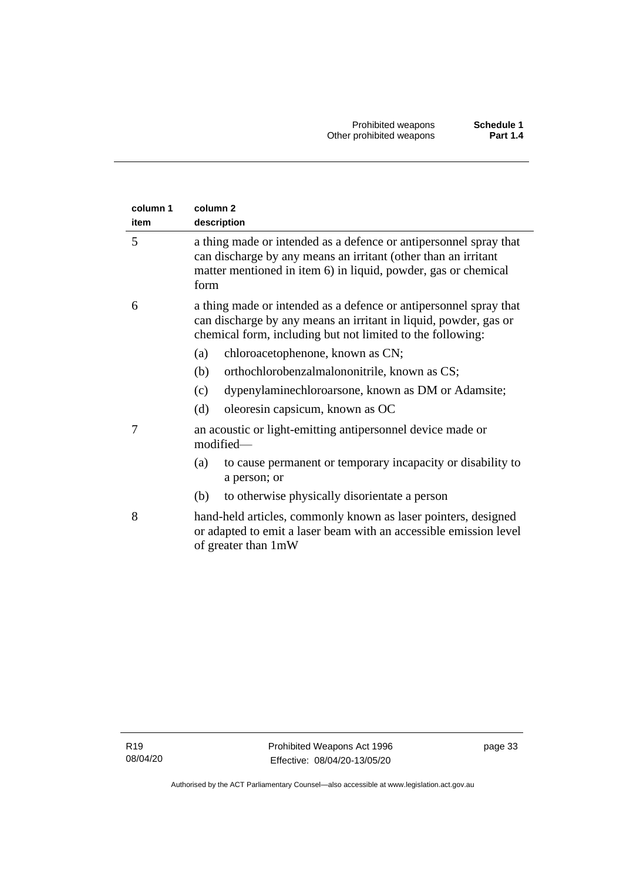| column 1 item | column 2 description |
|---|---|
| 5 | a thing made or intended as a defence or antipersonnel spray that can discharge by any means an irritant (other than an irritant matter mentioned in item 6) in liquid, powder, gas or chemical form |
| 6 | a thing made or intended as a defence or antipersonnel spray that can discharge by any means an irritant in liquid, powder, gas or chemical form, including but not limited to the following:<br>(a) chloroacetophenone, known as CN;<br>(b) orthochlorobenzalmalononitrile, known as CS;<br>(c) dypenylaminechloroarsone, known as DM or Adamsite;<br>(d) oleoresin capsicum, known as OC |
| 7 | an acoustic or light-emitting antipersonnel device made or modified—<br>(a) to cause permanent or temporary incapacity or disability to a person; or<br>(b) to otherwise physically disorientate a person |
| 8 | hand-held articles, commonly known as laser pointers, designed or adapted to emit a laser beam with an accessible emission level of greater than 1mW |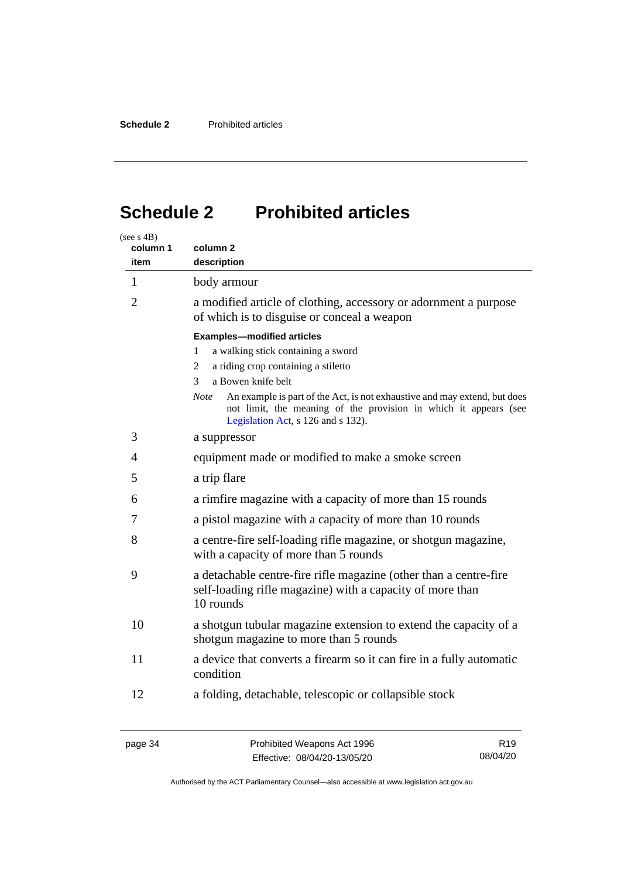# Schedule 2 Prohibited articles

(see s 4B)

| column 1 item | column 2 description |
|---|---|
| 1 | body armour |
| 2 | a modified article of clothing, accessory or adornment a purpose of which is to disguise or conceal a weapon<br><br>**Examples—modified articles**<br>1 a walking stick containing a sword<br>2 a riding crop containing a stiletto<br>3 a Bowen knife belt<br><br>*Note* An example is part of the Act, is not exhaustive and may extend, but does not limit, the meaning of the provision in which it appears (see Legislation Act, s 126 and s 132). |
| 3 | a suppressor |
| 4 | equipment made or modified to make a smoke screen |
| 5 | a trip flare |
| 6 | a rimfire magazine with a capacity of more than 15 rounds |
| 7 | a pistol magazine with a capacity of more than 10 rounds |
| 8 | a centre-fire self-loading rifle magazine, or shotgun magazine, with a capacity of more than 5 rounds |
| 9 | a detachable centre-fire rifle magazine (other than a centre-fire self-loading rifle magazine) with a capacity of more than 10 rounds |
| 10 | a shotgun tubular magazine extension to extend the capacity of a shotgun magazine to more than 5 rounds |
| 11 | a device that converts a firearm so it can fire in a fully automatic condition |
| 12 | a folding, detachable, telescopic or collapsible stock |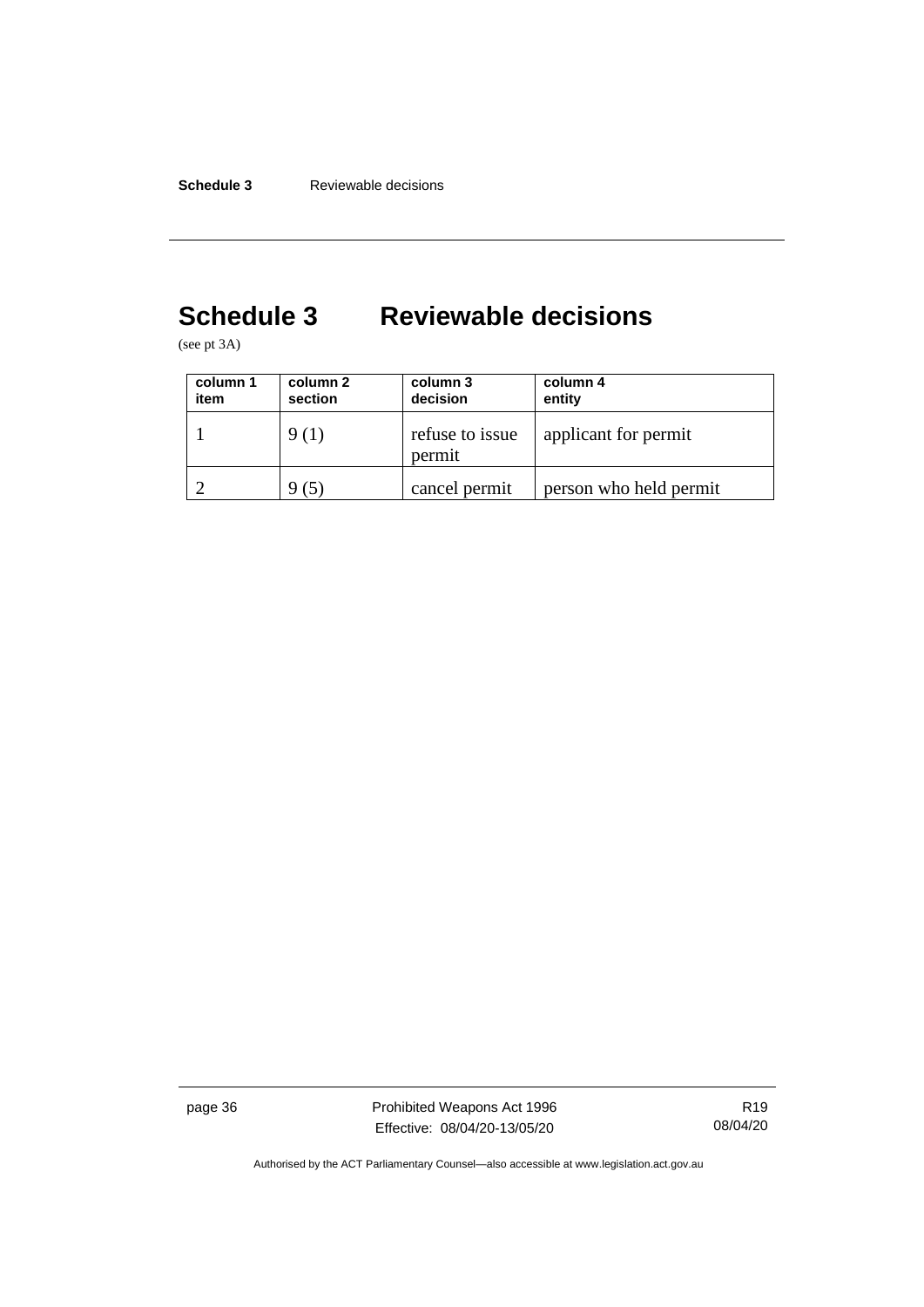# Schedule 3 Reviewable decisions

(see pt 3A)

| column 1 item | column 2 section | column 3 decision | column 4 entity |
|---|---|---|---|
| 1 | 9 (1) | refuse to issue permit | applicant for permit |
| 2 | 9 (5) | cancel permit | person who held permit |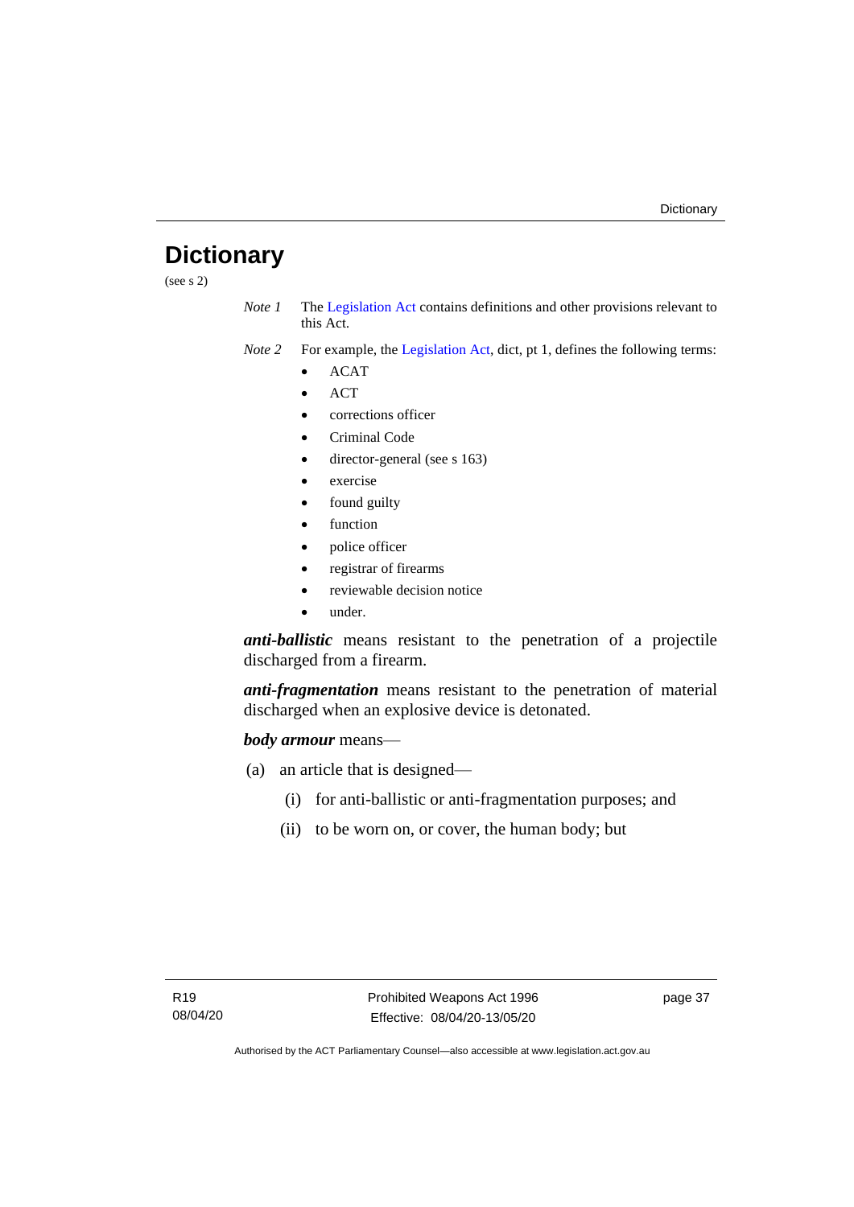# Dictionary

(see s 2)

*Note 1* The Legislation Act contains definitions and other provisions relevant to this Act.

*Note 2* For example, the Legislation Act, dict, pt 1, defines the following terms:

- ACAT
- ACT
- corrections officer
- Criminal Code
- director-general (see s 163)
- exercise
- found guilty
- function
- police officer
- registrar of firearms
- reviewable decision notice
- under.

***anti-ballistic*** means resistant to the penetration of a projectile discharged from a firearm.

***anti-fragmentation*** means resistant to the penetration of material discharged when an explosive device is detonated.

***body armour*** means—

(a) an article that is designed—

(i) for anti-ballistic or anti-fragmentation purposes; and

(ii) to be worn on, or cover, the human body; but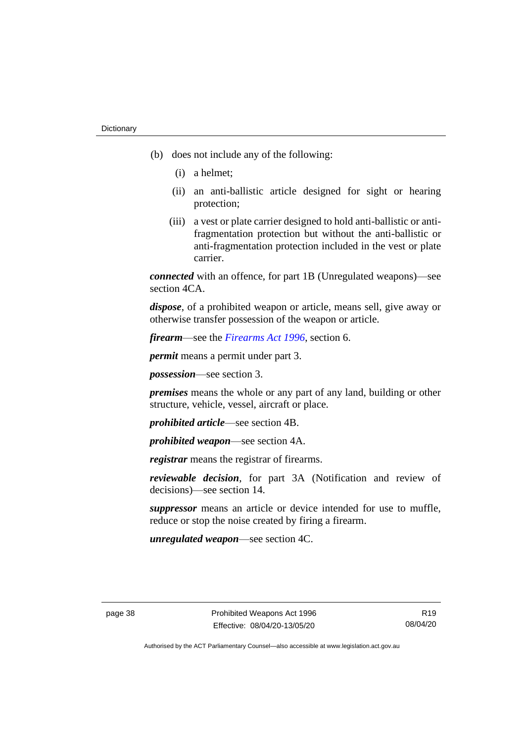(b) does not include any of the following:

(i) a helmet;

(ii) an anti-ballistic article designed for sight or hearing protection;

(iii) a vest or plate carrier designed to hold anti-ballistic or anti-fragmentation protection but without the anti-ballistic or anti-fragmentation protection included in the vest or plate carrier.

***connected*** with an offence, for part 1B (Unregulated weapons)—see section 4CA.

***dispose***, of a prohibited weapon or article, means sell, give away or otherwise transfer possession of the weapon or article.

***firearm***—see the *Firearms Act 1996*, section 6.

***permit*** means a permit under part 3.

***possession***—see section 3.

***premises*** means the whole or any part of any land, building or other structure, vehicle, vessel, aircraft or place.

***prohibited article***—see section 4B.

***prohibited weapon***—see section 4A.

***registrar*** means the registrar of firearms.

***reviewable decision***, for part 3A (Notification and review of decisions)—see section 14.

***suppressor*** means an article or device intended for use to muffle, reduce or stop the noise created by firing a firearm.

***unregulated weapon***—see section 4C.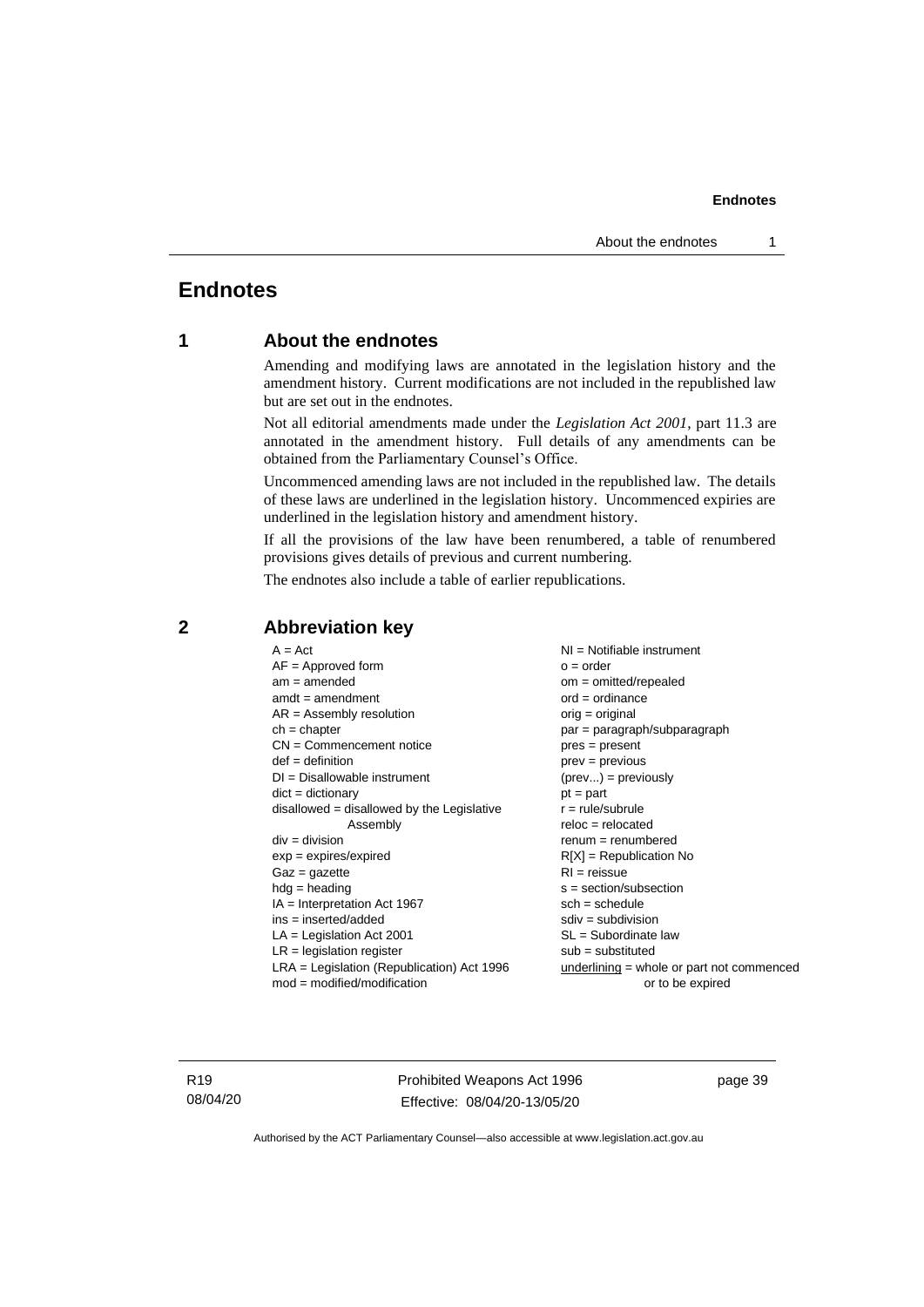# Endnotes

## 1 About the endnotes

Amending and modifying laws are annotated in the legislation history and the amendment history. Current modifications are not included in the republished law but are set out in the endnotes.

Not all editorial amendments made under the *Legislation Act 2001*, part 11.3 are annotated in the amendment history. Full details of any amendments can be obtained from the Parliamentary Counsel's Office.

Uncommenced amending laws are not included in the republished law. The details of these laws are underlined in the legislation history. Uncommenced expiries are underlined in the legislation history and amendment history.

If all the provisions of the law have been renumbered, a table of renumbered provisions gives details of previous and current numbering.

The endnotes also include a table of earlier republications.

## 2 Abbreviation key

A = Act
AF = Approved form
am = amended
amdt = amendment
AR = Assembly resolution
ch = chapter
CN = Commencement notice
def = definition
DI = Disallowable instrument
dict = dictionary
disallowed = disallowed by the Legislative Assembly
div = division
exp = expires/expired
Gaz = gazette
hdg = heading
IA = Interpretation Act 1967
ins = inserted/added
LA = Legislation Act 2001
LR = legislation register
LRA = Legislation (Republication) Act 1996
mod = modified/modification
NI = Notifiable instrument
o = order
om = omitted/repealed
ord = ordinance
orig = original
par = paragraph/subparagraph
pres = present
prev = previous
(prev...) = previously
pt = part
r = rule/subrule
reloc = relocated
renum = renumbered
R[X] = Republication No
RI = reissue
s = section/subsection
sch = schedule
sdiv = subdivision
SL = Subordinate law
sub = substituted
underlining = whole or part not commenced or to be expired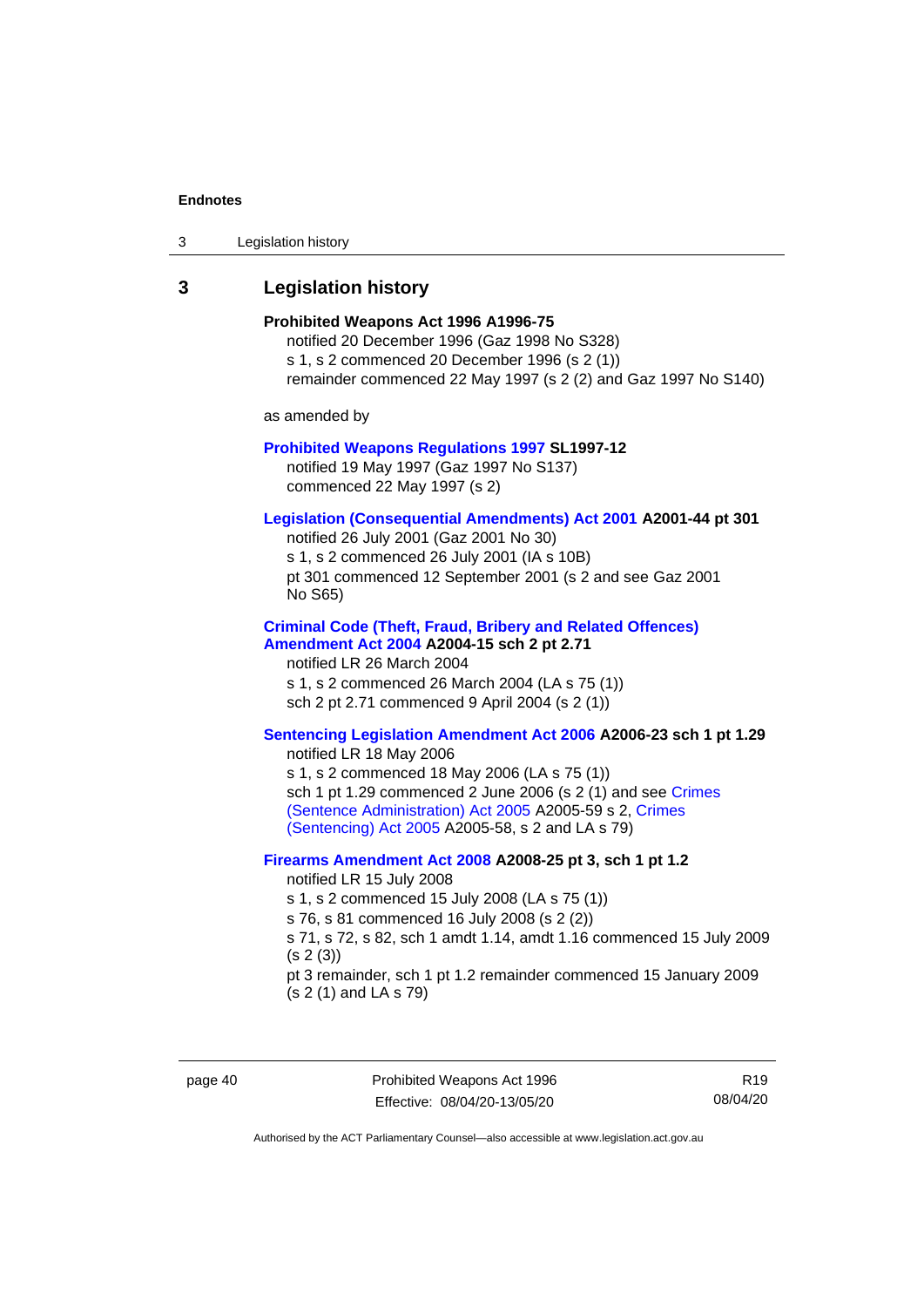## 3 Legislation history

**Prohibited Weapons Act 1996 A1996-75**

notified 20 December 1996 (Gaz 1998 No S328)
s 1, s 2 commenced 20 December 1996 (s 2 (1))
remainder commenced 22 May 1997 (s 2 (2) and Gaz 1997 No S140)

as amended by

**Prohibited Weapons Regulations 1997 SL1997-12**

notified 19 May 1997 (Gaz 1997 No S137)
commenced 22 May 1997 (s 2)

**Legislation (Consequential Amendments) Act 2001 A2001-44 pt 301**

notified 26 July 2001 (Gaz 2001 No 30)
s 1, s 2 commenced 26 July 2001 (IA s 10B)
pt 301 commenced 12 September 2001 (s 2 and see Gaz 2001 No S65)

**Criminal Code (Theft, Fraud, Bribery and Related Offences) Amendment Act 2004 A2004-15 sch 2 pt 2.71**

notified LR 26 March 2004
s 1, s 2 commenced 26 March 2004 (LA s 75 (1))
sch 2 pt 2.71 commenced 9 April 2004 (s 2 (1))

**Sentencing Legislation Amendment Act 2006 A2006-23 sch 1 pt 1.29**

notified LR 18 May 2006
s 1, s 2 commenced 18 May 2006 (LA s 75 (1))
sch 1 pt 1.29 commenced 2 June 2006 (s 2 (1) and see Crimes (Sentence Administration) Act 2005 A2005-59 s 2, Crimes (Sentencing) Act 2005 A2005-58, s 2 and LA s 79)

**Firearms Amendment Act 2008 A2008-25 pt 3, sch 1 pt 1.2**

notified LR 15 July 2008
s 1, s 2 commenced 15 July 2008 (LA s 75 (1))
s 76, s 81 commenced 16 July 2008 (s 2 (2))
s 71, s 72, s 82, sch 1 amdt 1.14, amdt 1.16 commenced 15 July 2009 (s 2 (3))
pt 3 remainder, sch 1 pt 1.2 remainder commenced 15 January 2009 (s 2 (1) and LA s 79)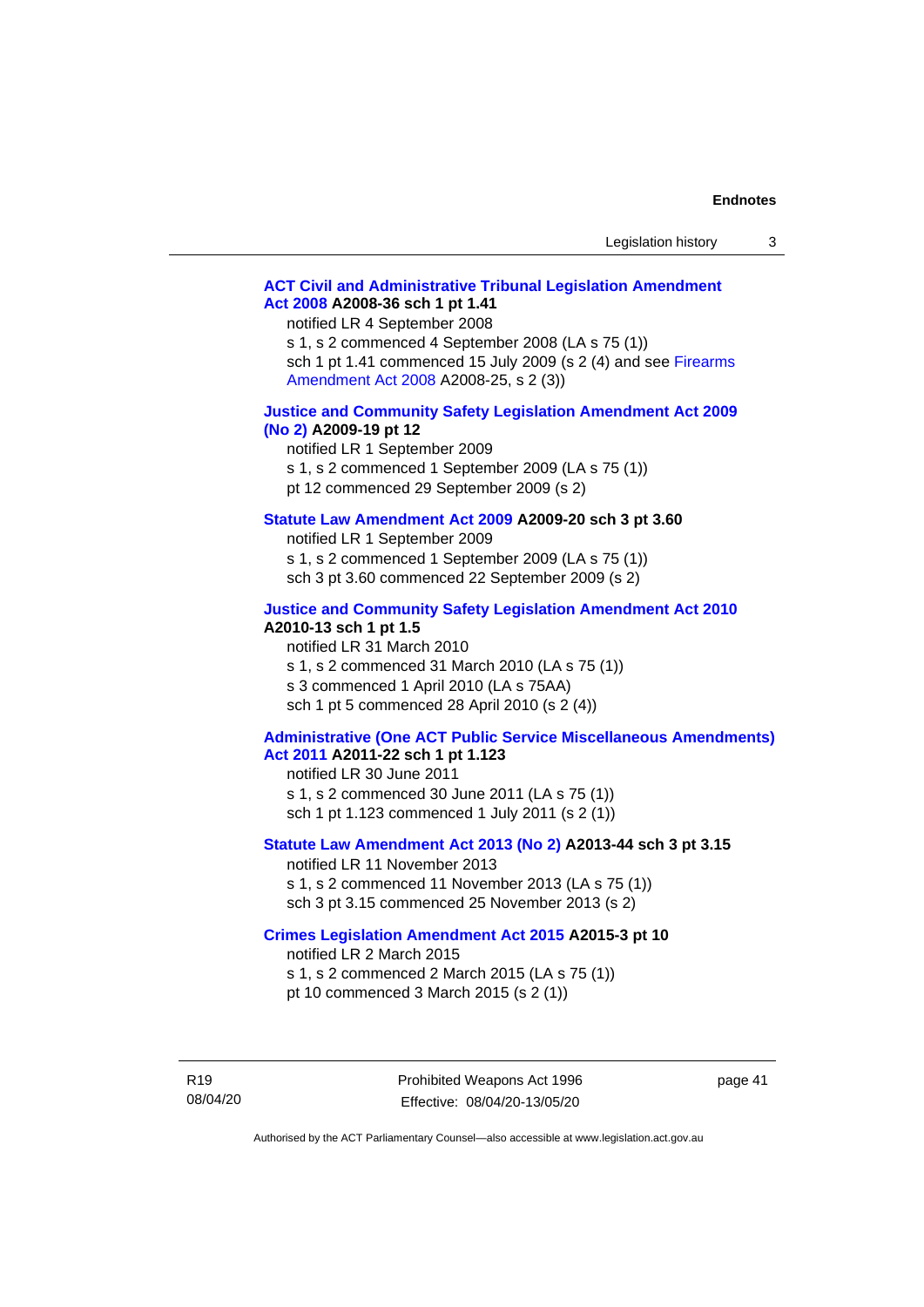**ACT Civil and Administrative Tribunal Legislation Amendment Act 2008 A2008-36 sch 1 pt 1.41**

notified LR 4 September 2008
s 1, s 2 commenced 4 September 2008 (LA s 75 (1))
sch 1 pt 1.41 commenced 15 July 2009 (s 2 (4) and see Firearms Amendment Act 2008 A2008-25, s 2 (3))

**Justice and Community Safety Legislation Amendment Act 2009 (No 2) A2009-19 pt 12**

notified LR 1 September 2009
s 1, s 2 commenced 1 September 2009 (LA s 75 (1))
pt 12 commenced 29 September 2009 (s 2)

**Statute Law Amendment Act 2009 A2009-20 sch 3 pt 3.60**

notified LR 1 September 2009
s 1, s 2 commenced 1 September 2009 (LA s 75 (1))
sch 3 pt 3.60 commenced 22 September 2009 (s 2)

**Justice and Community Safety Legislation Amendment Act 2010 A2010-13 sch 1 pt 1.5**

notified LR 31 March 2010
s 1, s 2 commenced 31 March 2010 (LA s 75 (1))
s 3 commenced 1 April 2010 (LA s 75AA)
sch 1 pt 5 commenced 28 April 2010 (s 2 (4))

**Administrative (One ACT Public Service Miscellaneous Amendments) Act 2011 A2011-22 sch 1 pt 1.123**

notified LR 30 June 2011
s 1, s 2 commenced 30 June 2011 (LA s 75 (1))
sch 1 pt 1.123 commenced 1 July 2011 (s 2 (1))

**Statute Law Amendment Act 2013 (No 2) A2013-44 sch 3 pt 3.15**

notified LR 11 November 2013
s 1, s 2 commenced 11 November 2013 (LA s 75 (1))
sch 3 pt 3.15 commenced 25 November 2013 (s 2)

**Crimes Legislation Amendment Act 2015 A2015-3 pt 10**

notified LR 2 March 2015
s 1, s 2 commenced 2 March 2015 (LA s 75 (1))
pt 10 commenced 3 March 2015 (s 2 (1))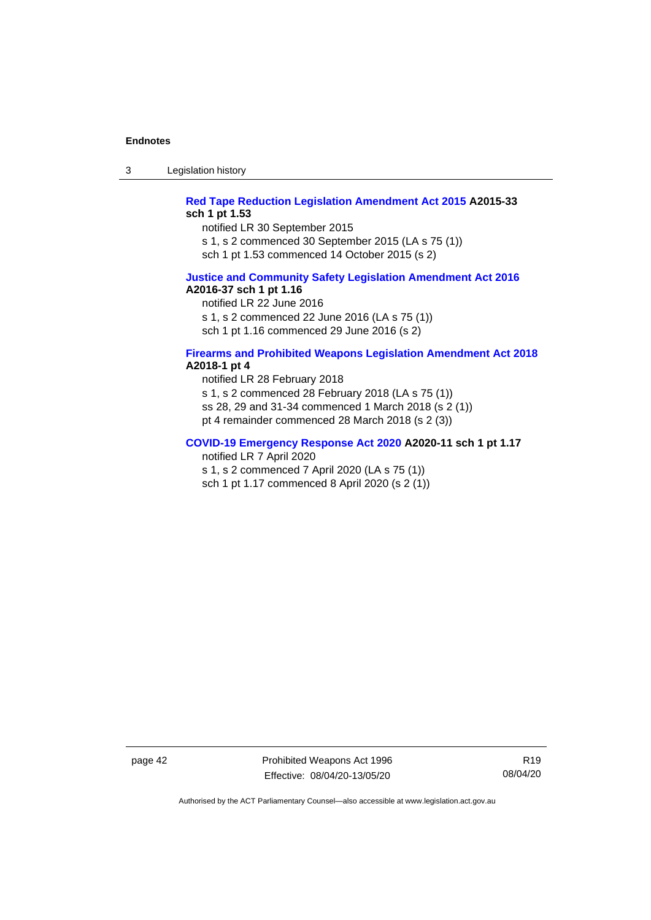**Red Tape Reduction Legislation Amendment Act 2015 A2015-33 sch 1 pt 1.53**

notified LR 30 September 2015

s 1, s 2 commenced 30 September 2015 (LA s 75 (1))

sch 1 pt 1.53 commenced 14 October 2015 (s 2)

**Justice and Community Safety Legislation Amendment Act 2016 A2016-37 sch 1 pt 1.16**

notified LR 22 June 2016

s 1, s 2 commenced 22 June 2016 (LA s 75 (1))

sch 1 pt 1.16 commenced 29 June 2016 (s 2)

**Firearms and Prohibited Weapons Legislation Amendment Act 2018 A2018-1 pt 4**

notified LR 28 February 2018

s 1, s 2 commenced 28 February 2018 (LA s 75 (1))

ss 28, 29 and 31-34 commenced 1 March 2018 (s 2 (1))

pt 4 remainder commenced 28 March 2018 (s 2 (3))

**COVID-19 Emergency Response Act 2020 A2020-11 sch 1 pt 1.17**

notified LR 7 April 2020

s 1, s 2 commenced 7 April 2020 (LA s 75 (1))

sch 1 pt 1.17 commenced 8 April 2020 (s 2 (1))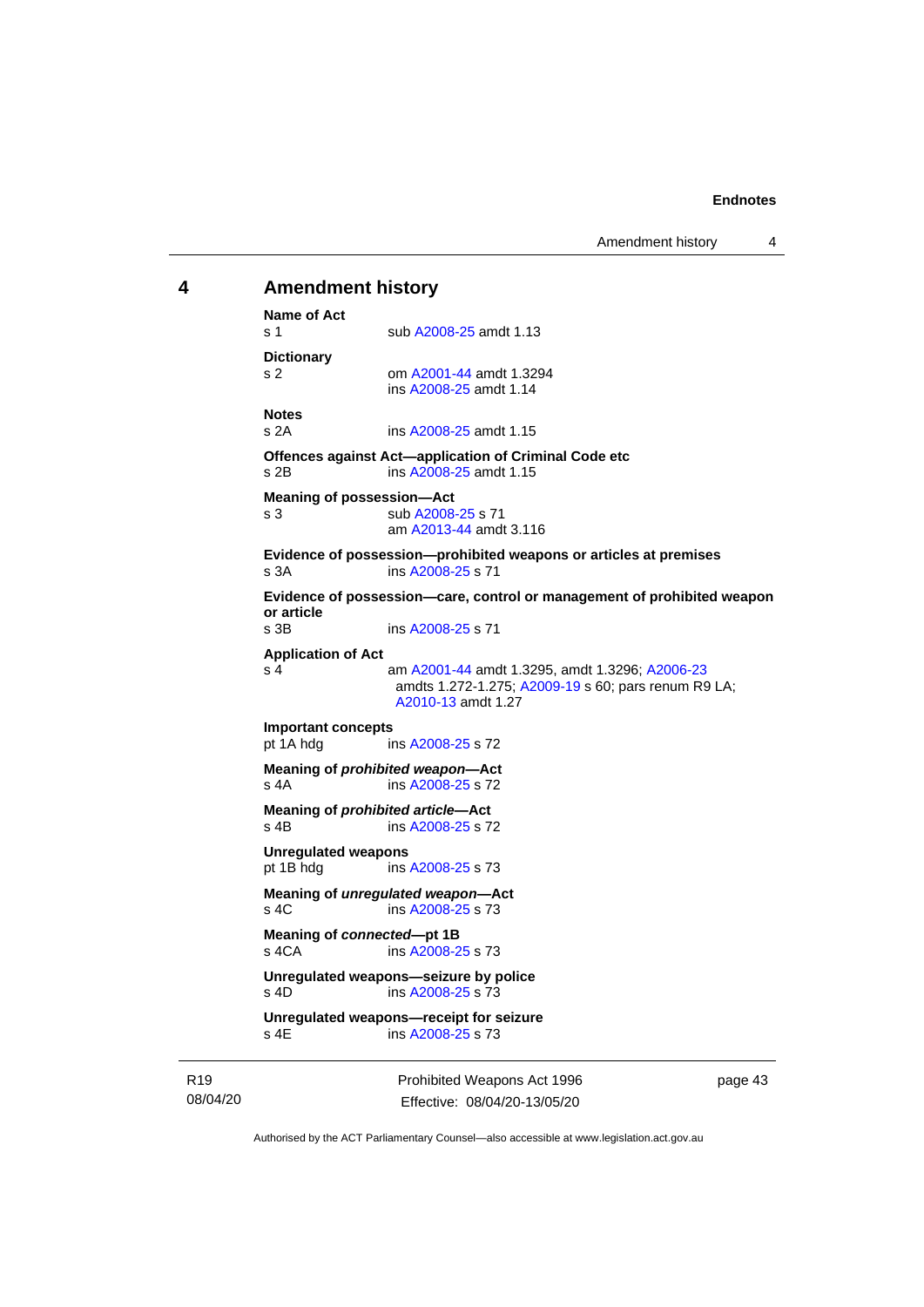## 4 Amendment history

**Name of Act**
s 1 sub A2008-25 amdt 1.13

**Dictionary**
s 2 om A2001-44 amdt 1.3294
ins A2008-25 amdt 1.14

**Notes**
s 2A ins A2008-25 amdt 1.15

**Offences against Act—application of Criminal Code etc**
s 2B ins A2008-25 amdt 1.15

**Meaning of possession—Act**
s 3 sub A2008-25 s 71
am A2013-44 amdt 3.116

**Evidence of possession—prohibited weapons or articles at premises**
s 3A ins A2008-25 s 71

**Evidence of possession—care, control or management of prohibited weapon or article**
s 3B ins A2008-25 s 71

**Application of Act**
s 4 am A2001-44 amdt 1.3295, amdt 1.3296; A2006-23 amdts 1.272-1.275; A2009-19 s 60; pars renum R9 LA; A2010-13 amdt 1.27

**Important concepts**
pt 1A hdg ins A2008-25 s 72

**Meaning of *prohibited weapon*—Act**
s 4A ins A2008-25 s 72

**Meaning of *prohibited article*—Act**
s 4B ins A2008-25 s 72

**Unregulated weapons**
pt 1B hdg ins A2008-25 s 73

**Meaning of *unregulated weapon*—Act**
s 4C ins A2008-25 s 73

**Meaning of *connected*—pt 1B**
s 4CA ins A2008-25 s 73

**Unregulated weapons—seizure by police**
s 4D ins A2008-25 s 73

**Unregulated weapons—receipt for seizure**
s 4E ins A2008-25 s 73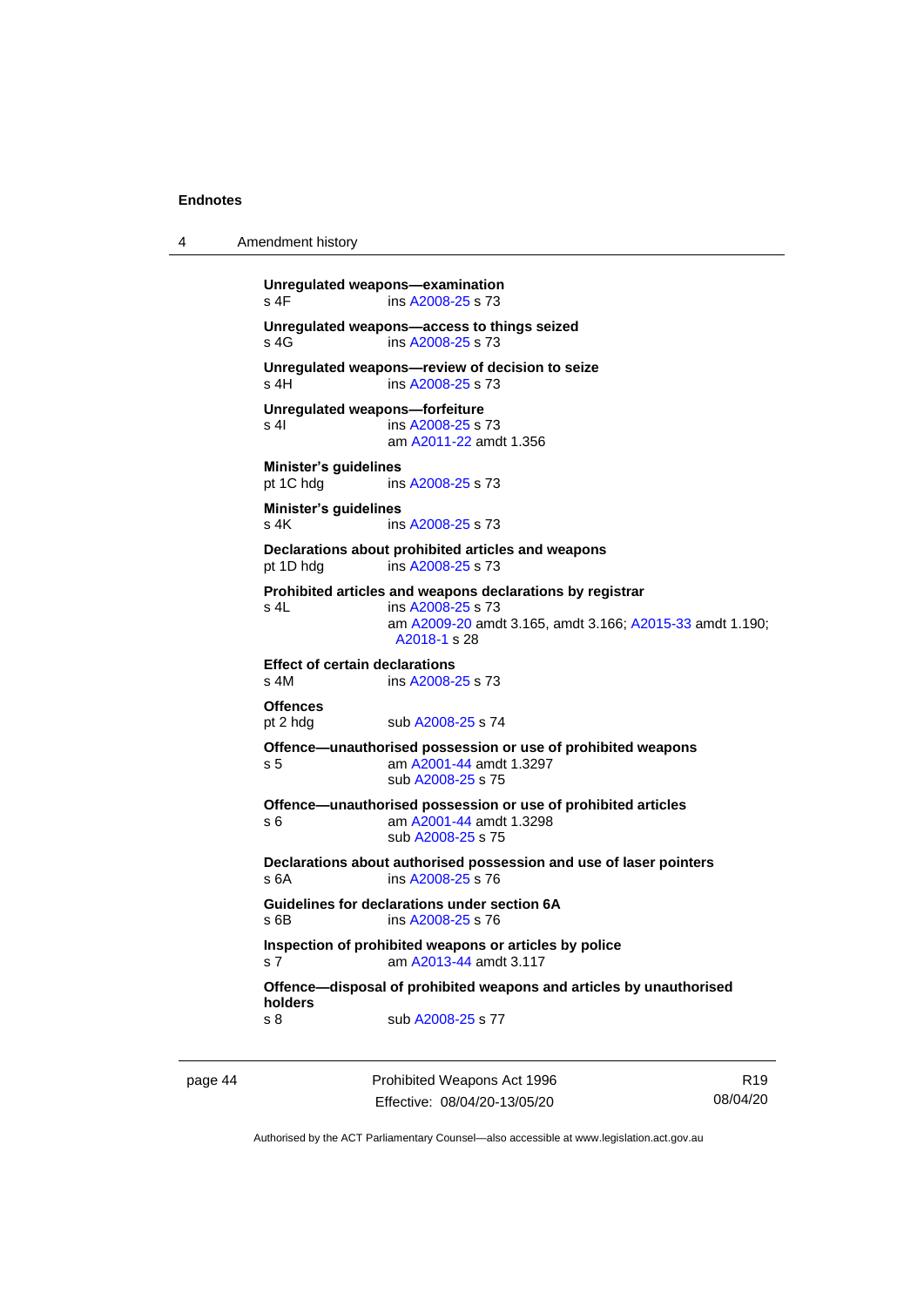**Unregulated weapons—examination**
s 4F ins A2008-25 s 73

**Unregulated weapons—access to things seized**
s 4G ins A2008-25 s 73

**Unregulated weapons—review of decision to seize**
s 4H ins A2008-25 s 73

**Unregulated weapons—forfeiture**
s 4I ins A2008-25 s 73
am A2011-22 amdt 1.356

**Minister's guidelines**
pt 1C hdg ins A2008-25 s 73

**Minister's guidelines**
s 4K ins A2008-25 s 73

**Declarations about prohibited articles and weapons**
pt 1D hdg ins A2008-25 s 73

**Prohibited articles and weapons declarations by registrar**
s 4L ins A2008-25 s 73
am A2009-20 amdt 3.165, amdt 3.166; A2015-33 amdt 1.190; A2018-1 s 28

**Effect of certain declarations**
s 4M ins A2008-25 s 73

**Offences**
pt 2 hdg sub A2008-25 s 74

**Offence—unauthorised possession or use of prohibited weapons**
s 5 am A2001-44 amdt 1.3297
sub A2008-25 s 75

**Offence—unauthorised possession or use of prohibited articles**
s 6 am A2001-44 amdt 1.3298
sub A2008-25 s 75

**Declarations about authorised possession and use of laser pointers**
s 6A ins A2008-25 s 76

**Guidelines for declarations under section 6A**
s 6B ins A2008-25 s 76

**Inspection of prohibited weapons or articles by police**
s 7 am A2013-44 amdt 3.117

**Offence—disposal of prohibited weapons and articles by unauthorised holders**
s 8 sub A2008-25 s 77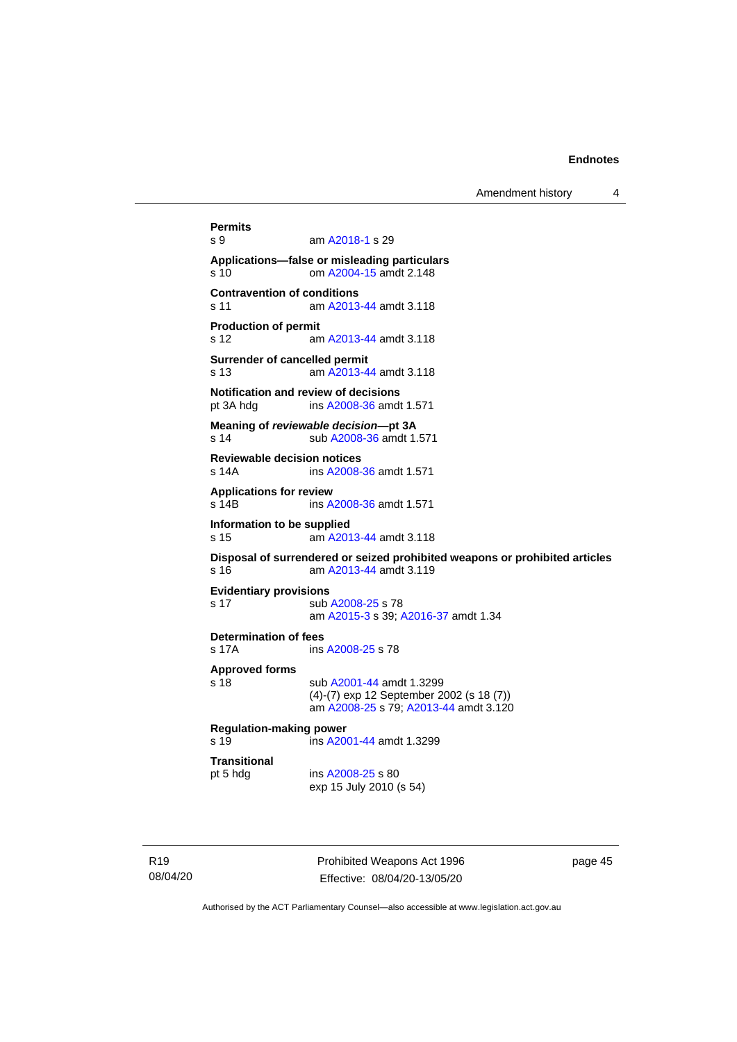**Permits**
s 9 am A2018-1 s 29

**Applications—false or misleading particulars**
s 10 om A2004-15 amdt 2.148

**Contravention of conditions**
s 11 am A2013-44 amdt 3.118

**Production of permit**
s 12 am A2013-44 amdt 3.118

**Surrender of cancelled permit**
s 13 am A2013-44 amdt 3.118

**Notification and review of decisions**
pt 3A hdg ins A2008-36 amdt 1.571

**Meaning of *reviewable decision*—pt 3A**
s 14 sub A2008-36 amdt 1.571

**Reviewable decision notices**
s 14A ins A2008-36 amdt 1.571

**Applications for review**
s 14B ins A2008-36 amdt 1.571

**Information to be supplied**
s 15 am A2013-44 amdt 3.118

**Disposal of surrendered or seized prohibited weapons or prohibited articles**
s 16 am A2013-44 amdt 3.119

**Evidentiary provisions**
s 17 sub A2008-25 s 78
am A2015-3 s 39; A2016-37 amdt 1.34

**Determination of fees**
s 17A ins A2008-25 s 78

**Approved forms**
s 18 sub A2001-44 amdt 1.3299
(4)-(7) exp 12 September 2002 (s 18 (7))
am A2008-25 s 79; A2013-44 amdt 3.120

**Regulation-making power**
s 19 ins A2001-44 amdt 1.3299

**Transitional**
pt 5 hdg ins A2008-25 s 80
exp 15 July 2010 (s 54)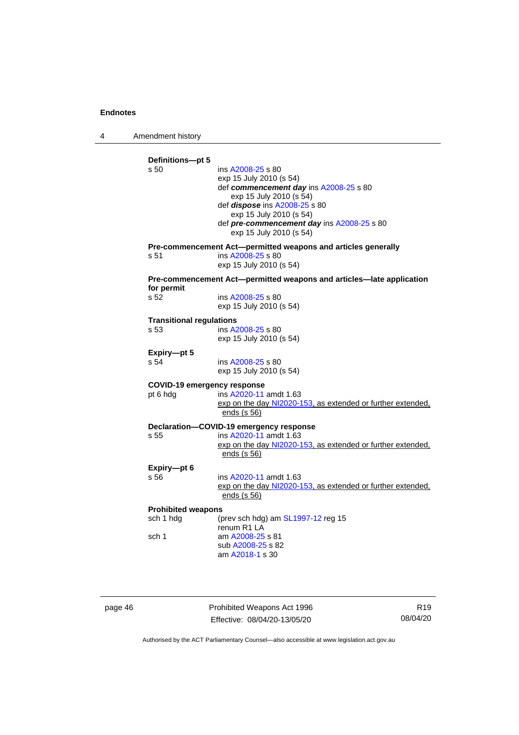**Definitions—pt 5**

s 50 ins A2008-25 s 80
exp 15 July 2010 (s 54)
def ***commencement day*** ins A2008-25 s 80
exp 15 July 2010 (s 54)
def ***dispose*** ins A2008-25 s 80
exp 15 July 2010 (s 54)
def ***pre-commencement day*** ins A2008-25 s 80
exp 15 July 2010 (s 54)

**Pre-commencement Act—permitted weapons and articles generally**

s 51 ins A2008-25 s 80
exp 15 July 2010 (s 54)

**Pre-commencement Act—permitted weapons and articles—late application for permit**

s 52 ins A2008-25 s 80
exp 15 July 2010 (s 54)

**Transitional regulations**

s 53 ins A2008-25 s 80
exp 15 July 2010 (s 54)

**Expiry—pt 5**

s 54 ins A2008-25 s 80
exp 15 July 2010 (s 54)

**COVID-19 emergency response**

pt 6 hdg ins A2020-11 amdt 1.63
exp on the day NI2020-153, as extended or further extended, ends (s 56)

**Declaration—COVID-19 emergency response**

s 55 ins A2020-11 amdt 1.63
exp on the day NI2020-153, as extended or further extended, ends (s 56)

**Expiry—pt 6**

s 56 ins A2020-11 amdt 1.63
exp on the day NI2020-153, as extended or further extended, ends (s 56)

**Prohibited weapons**

sch 1 hdg (prev sch hdg) am SL1997-12 reg 15
renum R1 LA

sch 1 am A2008-25 s 81
sub A2008-25 s 82
am A2018-1 s 30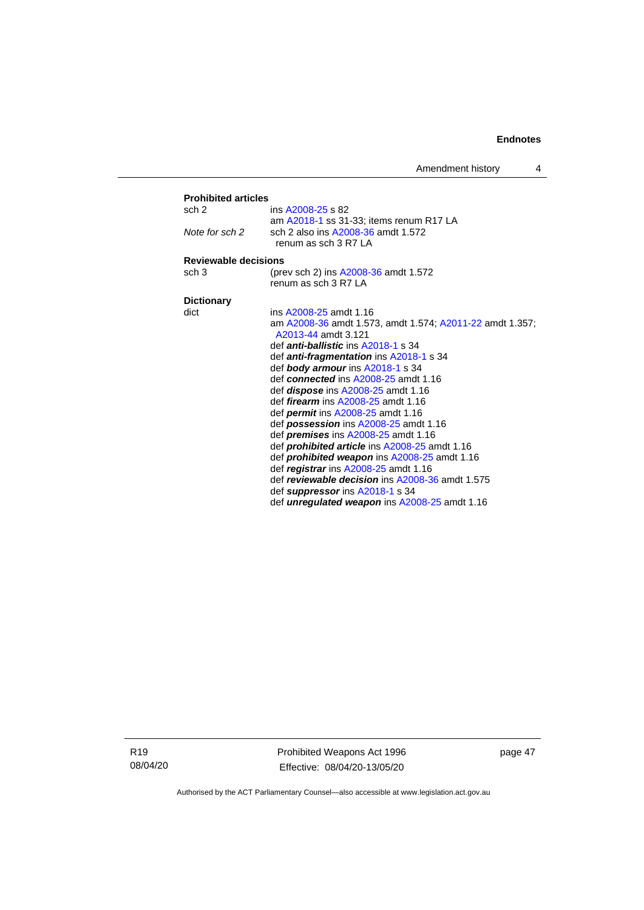**Prohibited articles**

sch 2 — ins A2008-25 s 82
am A2018-1 ss 31-33; items renum R17 LA

*Note for sch 2* — sch 2 also ins A2008-36 amdt 1.572
renum as sch 3 R7 LA

**Reviewable decisions**

sch 3 — (prev sch 2) ins A2008-36 amdt 1.572
renum as sch 3 R7 LA

**Dictionary**

dict — ins A2008-25 amdt 1.16
am A2008-36 amdt 1.573, amdt 1.574; A2011-22 amdt 1.357; A2013-44 amdt 3.121
def ***anti-ballistic*** ins A2018-1 s 34
def ***anti-fragmentation*** ins A2018-1 s 34
def ***body armour*** ins A2018-1 s 34
def ***connected*** ins A2008-25 amdt 1.16
def ***dispose*** ins A2008-25 amdt 1.16
def ***firearm*** ins A2008-25 amdt 1.16
def ***permit*** ins A2008-25 amdt 1.16
def ***possession*** ins A2008-25 amdt 1.16
def ***premises*** ins A2008-25 amdt 1.16
def ***prohibited article*** ins A2008-25 amdt 1.16
def ***prohibited weapon*** ins A2008-25 amdt 1.16
def ***registrar*** ins A2008-25 amdt 1.16
def ***reviewable decision*** ins A2008-36 amdt 1.575
def ***suppressor*** ins A2018-1 s 34
def ***unregulated weapon*** ins A2008-25 amdt 1.16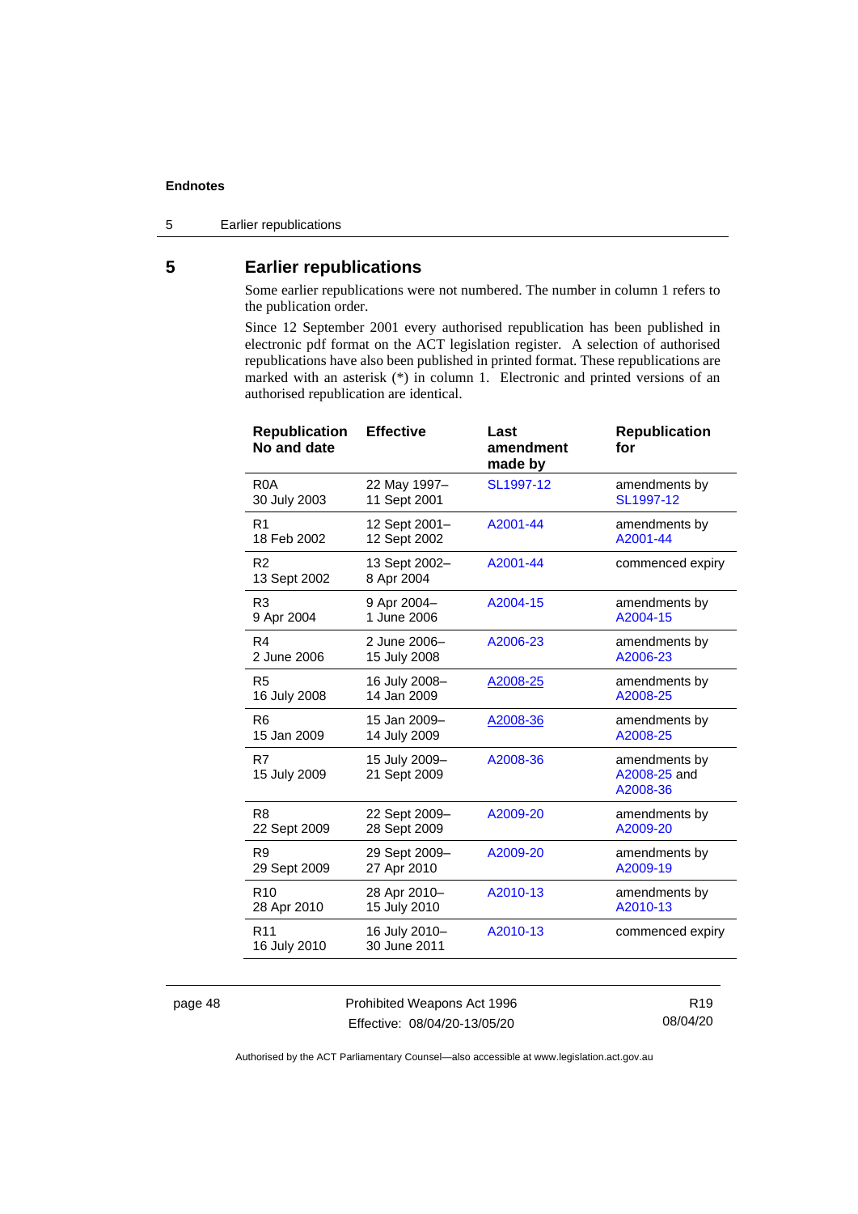## 5 Earlier republications

Some earlier republications were not numbered. The number in column 1 refers to the publication order.

Since 12 September 2001 every authorised republication has been published in electronic pdf format on the ACT legislation register. A selection of authorised republications have also been published in printed format. These republications are marked with an asterisk (*) in column 1. Electronic and printed versions of an authorised republication are identical.

| Republication No and date | Effective | Last amendment made by | Republication for |
|---|---|---|---|
| R0A<br>30 July 2003 | 22 May 1997–<br>11 Sept 2001 | SL1997-12 | amendments by SL1997-12 |
| R1<br>18 Feb 2002 | 12 Sept 2001–<br>12 Sept 2002 | A2001-44 | amendments by A2001-44 |
| R2<br>13 Sept 2002 | 13 Sept 2002–<br>8 Apr 2004 | A2001-44 | commenced expiry |
| R3<br>9 Apr 2004 | 9 Apr 2004–<br>1 June 2006 | A2004-15 | amendments by A2004-15 |
| R4<br>2 June 2006 | 2 June 2006–<br>15 July 2008 | A2006-23 | amendments by A2006-23 |
| R5<br>16 July 2008 | 16 July 2008–<br>14 Jan 2009 | A2008-25 | amendments by A2008-25 |
| R6<br>15 Jan 2009 | 15 Jan 2009–<br>14 July 2009 | A2008-36 | amendments by A2008-25 |
| R7<br>15 July 2009 | 15 July 2009–<br>21 Sept 2009 | A2008-36 | amendments by A2008-25 and A2008-36 |
| R8<br>22 Sept 2009 | 22 Sept 2009–<br>28 Sept 2009 | A2009-20 | amendments by A2009-20 |
| R9<br>29 Sept 2009 | 29 Sept 2009–<br>27 Apr 2010 | A2009-20 | amendments by A2009-19 |
| R10<br>28 Apr 2010 | 28 Apr 2010–<br>15 July 2010 | A2010-13 | amendments by A2010-13 |
| R11<br>16 July 2010 | 16 July 2010–<br>30 June 2011 | A2010-13 | commenced expiry |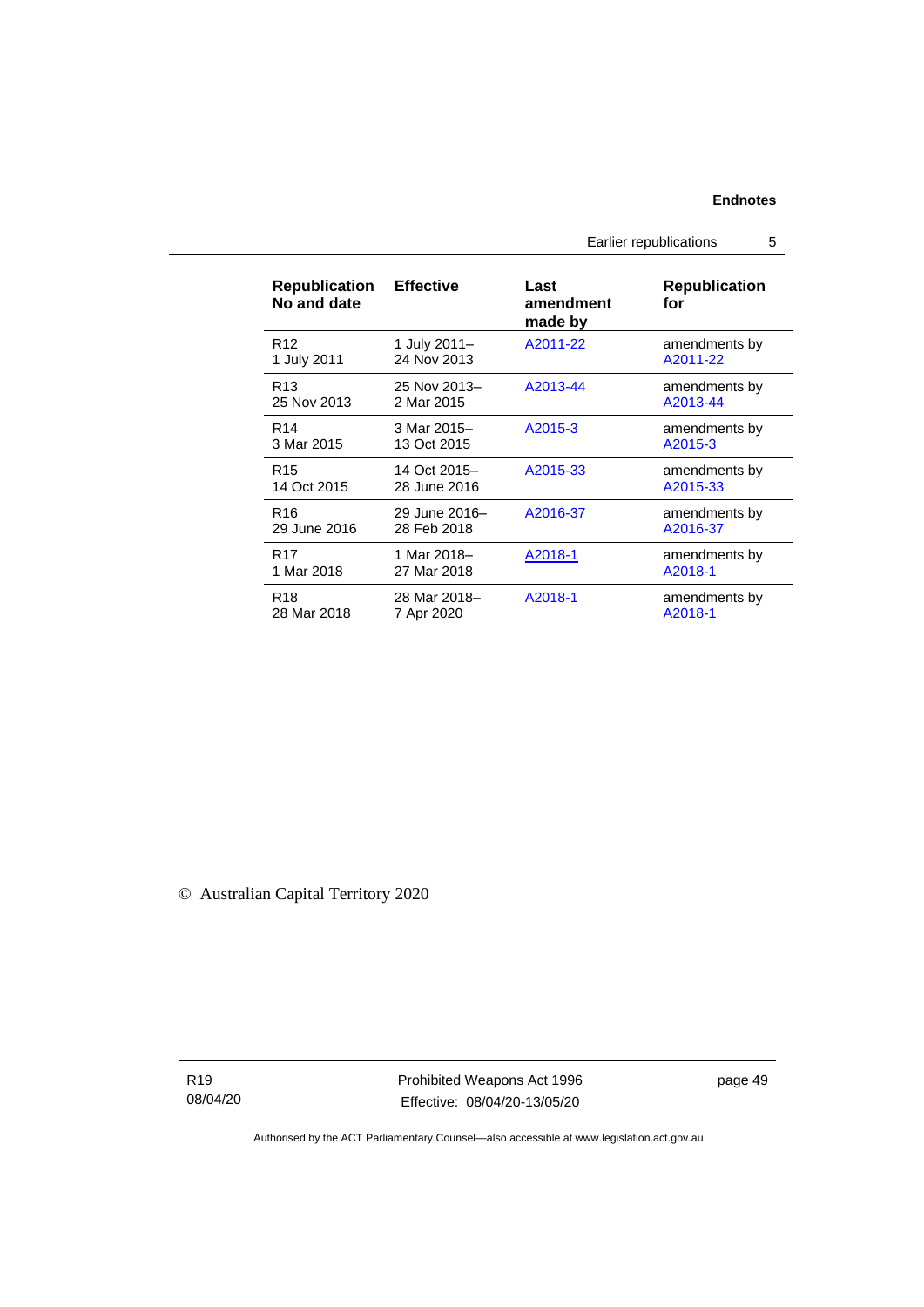| Republication No and date | Effective | Last amendment made by | Republication for |
|---|---|---|---|
| R12<br>1 July 2011 | 1 July 2011–<br>24 Nov 2013 | A2011-22 | amendments by A2011-22 |
| R13<br>25 Nov 2013 | 25 Nov 2013–<br>2 Mar 2015 | A2013-44 | amendments by A2013-44 |
| R14<br>3 Mar 2015 | 3 Mar 2015–<br>13 Oct 2015 | A2015-3 | amendments by A2015-3 |
| R15<br>14 Oct 2015 | 14 Oct 2015–<br>28 June 2016 | A2015-33 | amendments by A2015-33 |
| R16<br>29 June 2016 | 29 June 2016–<br>28 Feb 2018 | A2016-37 | amendments by A2016-37 |
| R17<br>1 Mar 2018 | 1 Mar 2018–<br>27 Mar 2018 | A2018-1 | amendments by A2018-1 |
| R18<br>28 Mar 2018 | 28 Mar 2018–<br>7 Apr 2020 | A2018-1 | amendments by A2018-1 |

© Australian Capital Territory 2020